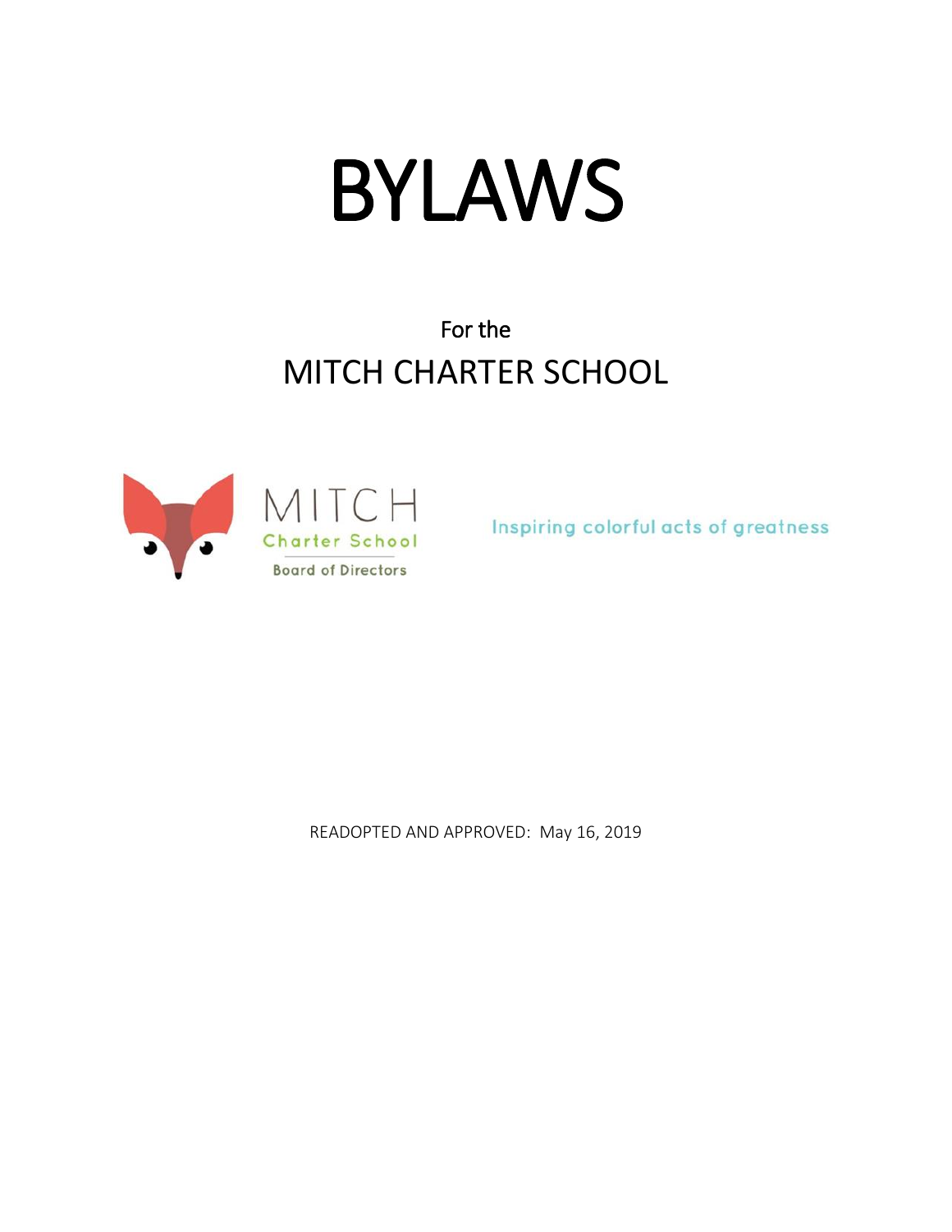# BYLAWS

For the

## MITCH CHARTER SCHOOL

MITCH
Charter School
Board of Directors

Inspiring colorful acts of greatness

READOPTED AND APPROVED: May 16, 2019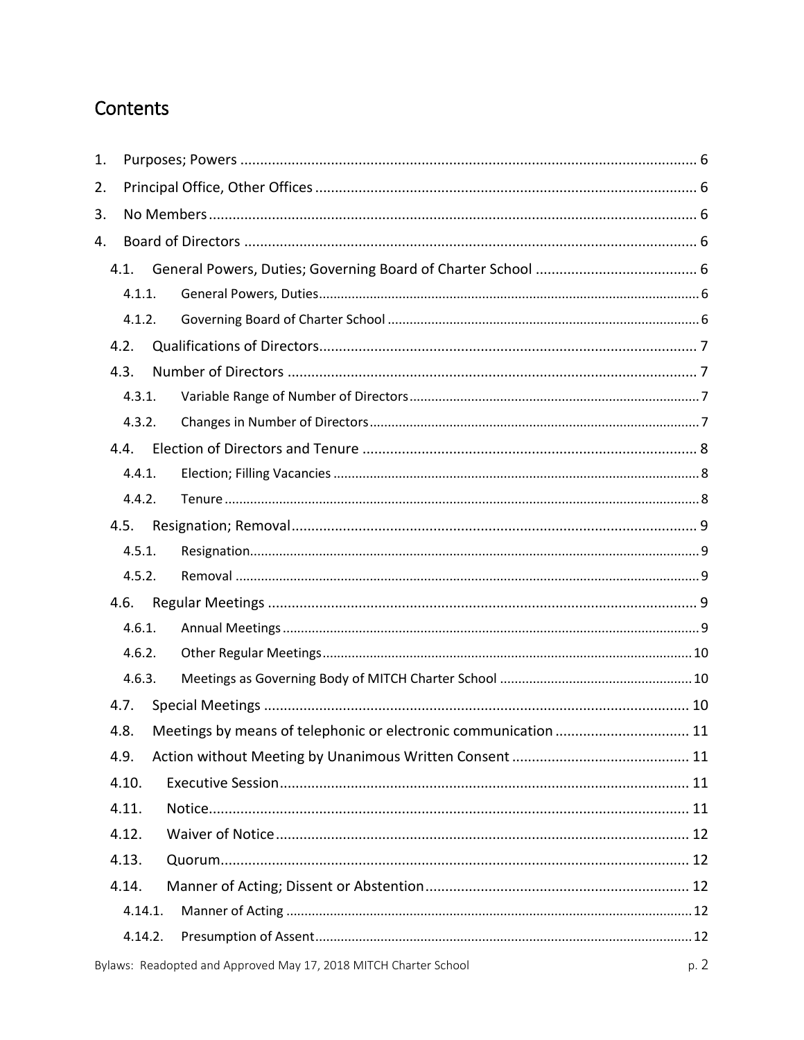# Contents

1. Purposes; Powers .... 6
2. Principal Office, Other Offices .... 6
3. No Members .... 6
4. Board of Directors .... 6
   - 4.1. General Powers, Duties; Governing Board of Charter School .... 6
     - 4.1.1. General Powers, Duties .... 6
     - 4.1.2. Governing Board of Charter School .... 6
   - 4.2. Qualifications of Directors .... 7
   - 4.3. Number of Directors .... 7
     - 4.3.1. Variable Range of Number of Directors .... 7
     - 4.3.2. Changes in Number of Directors .... 7
   - 4.4. Election of Directors and Tenure .... 8
     - 4.4.1. Election; Filling Vacancies .... 8
     - 4.4.2. Tenure .... 8
   - 4.5. Resignation; Removal .... 9
     - 4.5.1. Resignation .... 9
     - 4.5.2. Removal .... 9
   - 4.6. Regular Meetings .... 9
     - 4.6.1. Annual Meetings .... 9
     - 4.6.2. Other Regular Meetings .... 10
     - 4.6.3. Meetings as Governing Body of MITCH Charter School .... 10
   - 4.7. Special Meetings .... 10
   - 4.8. Meetings by means of telephonic or electronic communication .... 11
   - 4.9. Action without Meeting by Unanimous Written Consent .... 11
   - 4.10. Executive Session .... 11
   - 4.11. Notice .... 11
   - 4.12. Waiver of Notice .... 12
   - 4.13. Quorum .... 12
   - 4.14. Manner of Acting; Dissent or Abstention .... 12
     - 4.14.1. Manner of Acting .... 12
     - 4.14.2. Presumption of Assent .... 12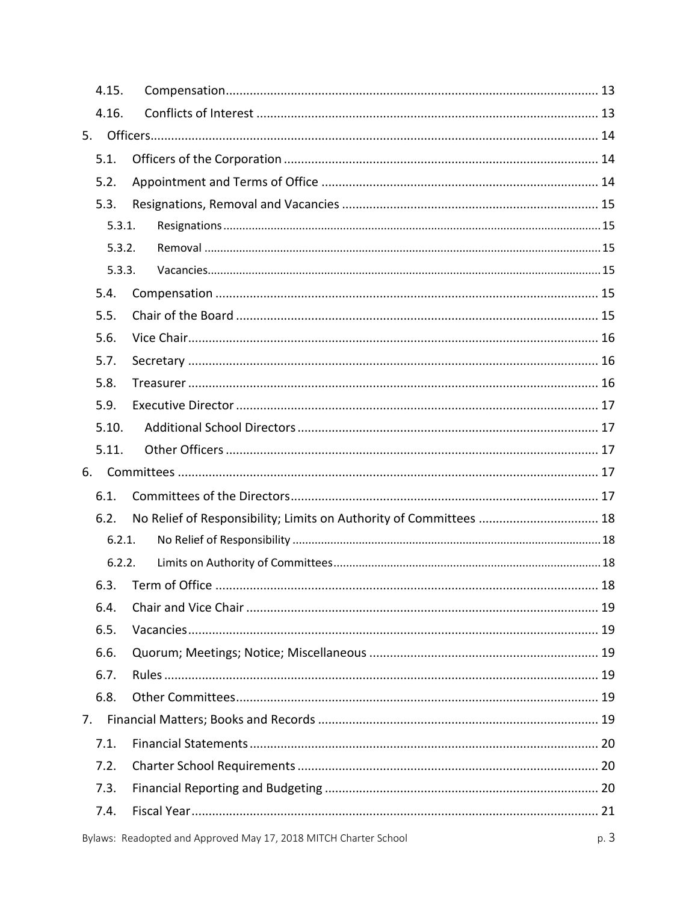- 4.15. Compensation ... 13
- 4.16. Conflicts of Interest ... 13

5. Officers ... 14
   - 5.1. Officers of the Corporation ... 14
   - 5.2. Appointment and Terms of Office ... 14
   - 5.3. Resignations, Removal and Vacancies ... 15
     - 5.3.1. Resignations ... 15
     - 5.3.2. Removal ... 15
     - 5.3.3. Vacancies ... 15
   - 5.4. Compensation ... 15
   - 5.5. Chair of the Board ... 15
   - 5.6. Vice Chair ... 16
   - 5.7. Secretary ... 16
   - 5.8. Treasurer ... 16
   - 5.9. Executive Director ... 17
   - 5.10. Additional School Directors ... 17
   - 5.11. Other Officers ... 17
6. Committees ... 17
   - 6.1. Committees of the Directors ... 17
   - 6.2. No Relief of Responsibility; Limits on Authority of Committees ... 18
     - 6.2.1. No Relief of Responsibility ... 18
     - 6.2.2. Limits on Authority of Committees ... 18
   - 6.3. Term of Office ... 18
   - 6.4. Chair and Vice Chair ... 19
   - 6.5. Vacancies ... 19
   - 6.6. Quorum; Meetings; Notice; Miscellaneous ... 19
   - 6.7. Rules ... 19
   - 6.8. Other Committees ... 19
7. Financial Matters; Books and Records ... 19
   - 7.1. Financial Statements ... 20
   - 7.2. Charter School Requirements ... 20
   - 7.3. Financial Reporting and Budgeting ... 20
   - 7.4. Fiscal Year ... 21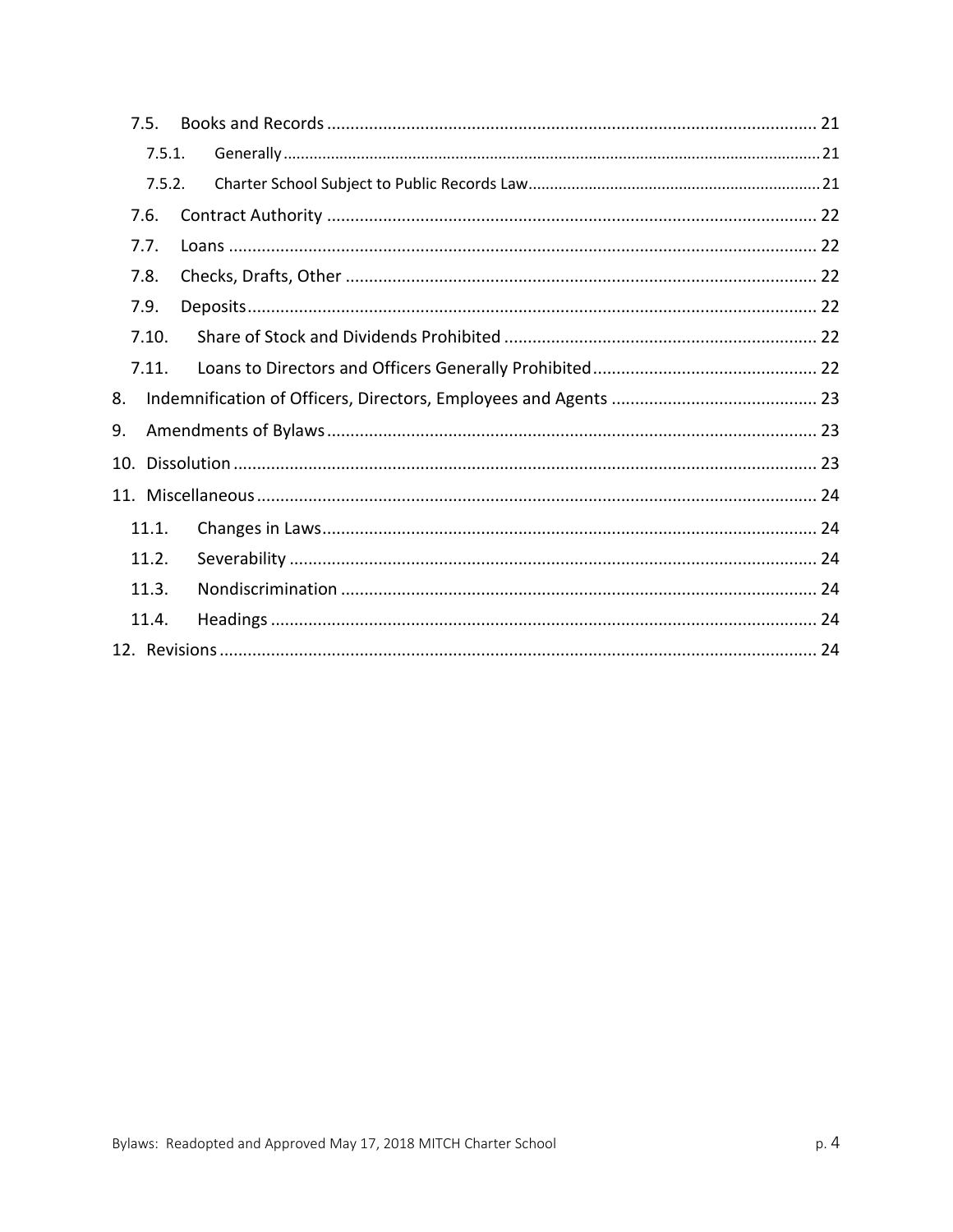- 7.5. Books and Records ........ 21
  - 7.5.1. Generally ........ 21
  - 7.5.2. Charter School Subject to Public Records Law ........ 21
- 7.6. Contract Authority ........ 22
- 7.7. Loans ........ 22
- 7.8. Checks, Drafts, Other ........ 22
- 7.9. Deposits ........ 22
- 7.10. Share of Stock and Dividends Prohibited ........ 22
- 7.11. Loans to Directors and Officers Generally Prohibited ........ 22

8. Indemnification of Officers, Directors, Employees and Agents ........ 23

9. Amendments of Bylaws ........ 23

10. Dissolution ........ 23

11. Miscellaneous ........ 24
    - 11.1. Changes in Laws ........ 24
    - 11.2. Severability ........ 24
    - 11.3. Nondiscrimination ........ 24
    - 11.4. Headings ........ 24

12. Revisions ........ 24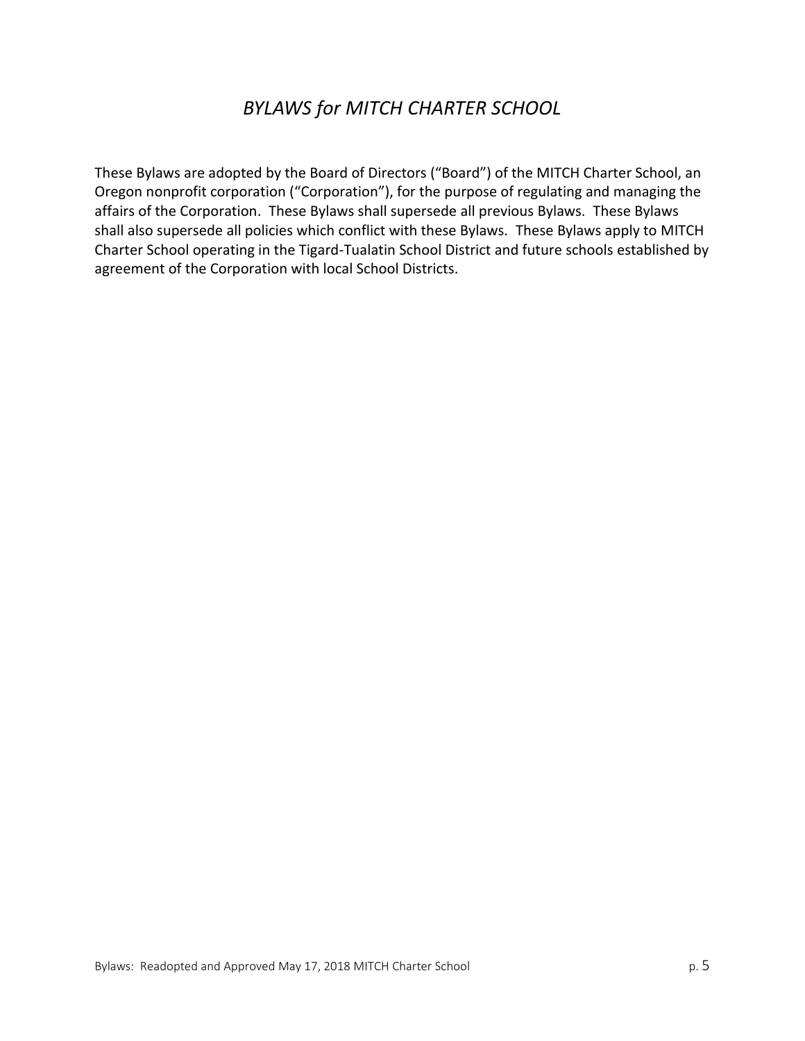# *BYLAWS for MITCH CHARTER SCHOOL*

These Bylaws are adopted by the Board of Directors (“Board”) of the MITCH Charter School, an Oregon nonprofit corporation (“Corporation”), for the purpose of regulating and managing the affairs of the Corporation. These Bylaws shall supersede all previous Bylaws. These Bylaws shall also supersede all policies which conflict with these Bylaws. These Bylaws apply to MITCH Charter School operating in the Tigard-Tualatin School District and future schools established by agreement of the Corporation with local School Districts.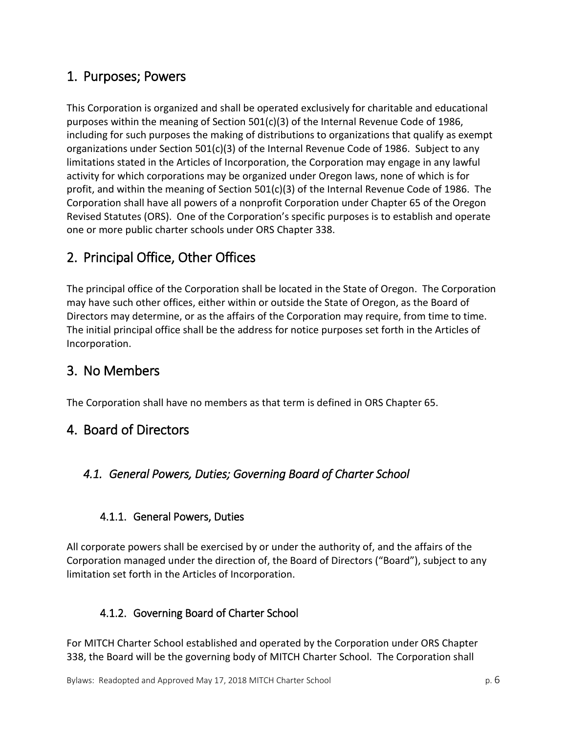# 1. Purposes; Powers

This Corporation is organized and shall be operated exclusively for charitable and educational purposes within the meaning of Section 501(c)(3) of the Internal Revenue Code of 1986, including for such purposes the making of distributions to organizations that qualify as exempt organizations under Section 501(c)(3) of the Internal Revenue Code of 1986. Subject to any limitations stated in the Articles of Incorporation, the Corporation may engage in any lawful activity for which corporations may be organized under Oregon laws, none of which is for profit, and within the meaning of Section 501(c)(3) of the Internal Revenue Code of 1986. The Corporation shall have all powers of a nonprofit Corporation under Chapter 65 of the Oregon Revised Statutes (ORS). One of the Corporation's specific purposes is to establish and operate one or more public charter schools under ORS Chapter 338.

# 2. Principal Office, Other Offices

The principal office of the Corporation shall be located in the State of Oregon. The Corporation may have such other offices, either within or outside the State of Oregon, as the Board of Directors may determine, or as the affairs of the Corporation may require, from time to time. The initial principal office shall be the address for notice purposes set forth in the Articles of Incorporation.

# 3. No Members

The Corporation shall have no members as that term is defined in ORS Chapter 65.

# 4. Board of Directors

## *4.1. General Powers, Duties; Governing Board of Charter School*

### 4.1.1. General Powers, Duties

All corporate powers shall be exercised by or under the authority of, and the affairs of the Corporation managed under the direction of, the Board of Directors ("Board"), subject to any limitation set forth in the Articles of Incorporation.

### 4.1.2. Governing Board of Charter School

For MITCH Charter School established and operated by the Corporation under ORS Chapter 338, the Board will be the governing body of MITCH Charter School. The Corporation shall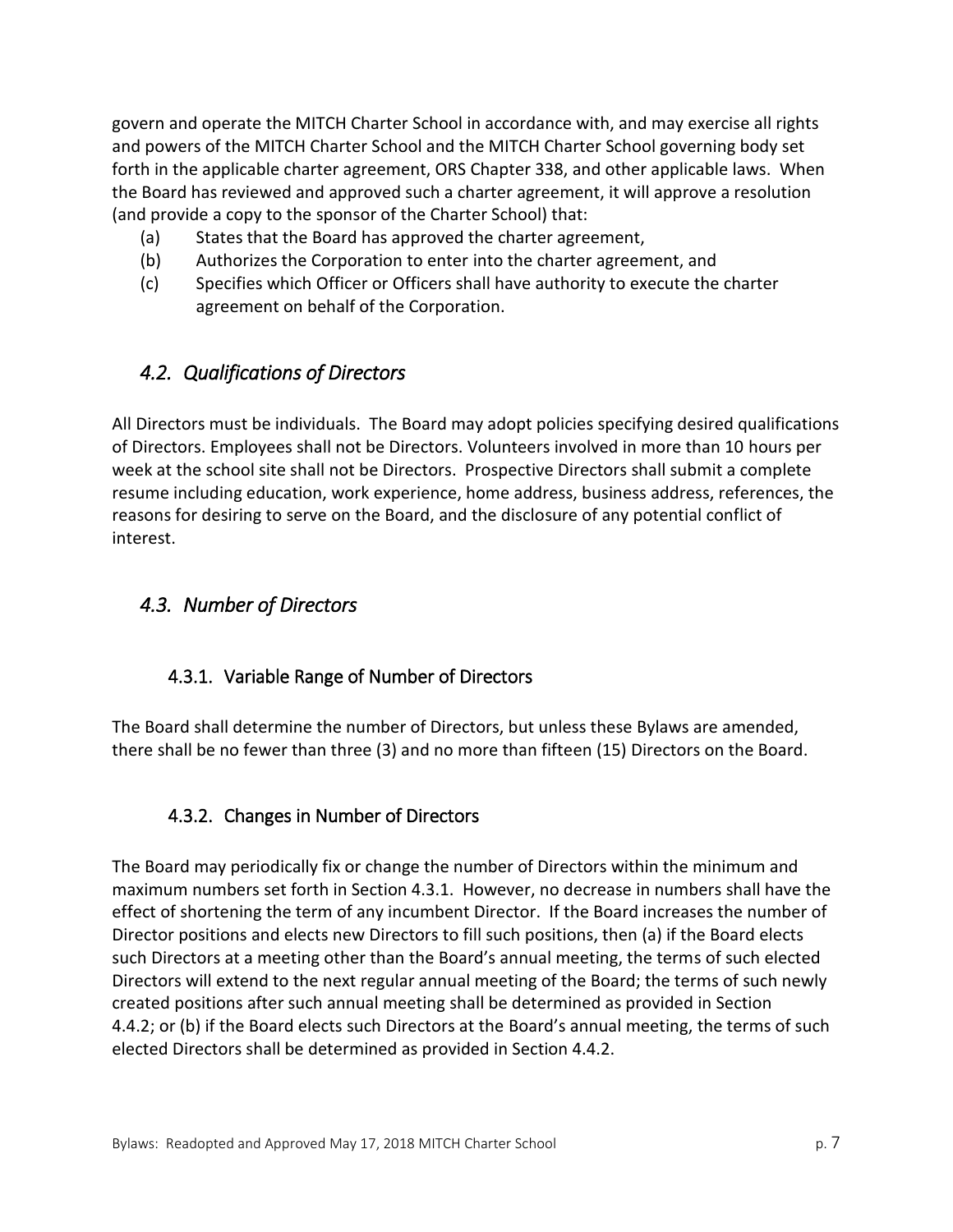govern and operate the MITCH Charter School in accordance with, and may exercise all rights and powers of the MITCH Charter School and the MITCH Charter School governing body set forth in the applicable charter agreement, ORS Chapter 338, and other applicable laws. When the Board has reviewed and approved such a charter agreement, it will approve a resolution (and provide a copy to the sponsor of the Charter School) that:

(a) States that the Board has approved the charter agreement,

(b) Authorizes the Corporation to enter into the charter agreement, and

(c) Specifies which Officer or Officers shall have authority to execute the charter agreement on behalf of the Corporation.

## *4.2. Qualifications of Directors*

All Directors must be individuals. The Board may adopt policies specifying desired qualifications of Directors. Employees shall not be Directors. Volunteers involved in more than 10 hours per week at the school site shall not be Directors. Prospective Directors shall submit a complete resume including education, work experience, home address, business address, references, the reasons for desiring to serve on the Board, and the disclosure of any potential conflict of interest.

## *4.3. Number of Directors*

### 4.3.1. Variable Range of Number of Directors

The Board shall determine the number of Directors, but unless these Bylaws are amended, there shall be no fewer than three (3) and no more than fifteen (15) Directors on the Board.

### 4.3.2. Changes in Number of Directors

The Board may periodically fix or change the number of Directors within the minimum and maximum numbers set forth in Section 4.3.1. However, no decrease in numbers shall have the effect of shortening the term of any incumbent Director. If the Board increases the number of Director positions and elects new Directors to fill such positions, then (a) if the Board elects such Directors at a meeting other than the Board's annual meeting, the terms of such elected Directors will extend to the next regular annual meeting of the Board; the terms of such newly created positions after such annual meeting shall be determined as provided in Section 4.4.2; or (b) if the Board elects such Directors at the Board's annual meeting, the terms of such elected Directors shall be determined as provided in Section 4.4.2.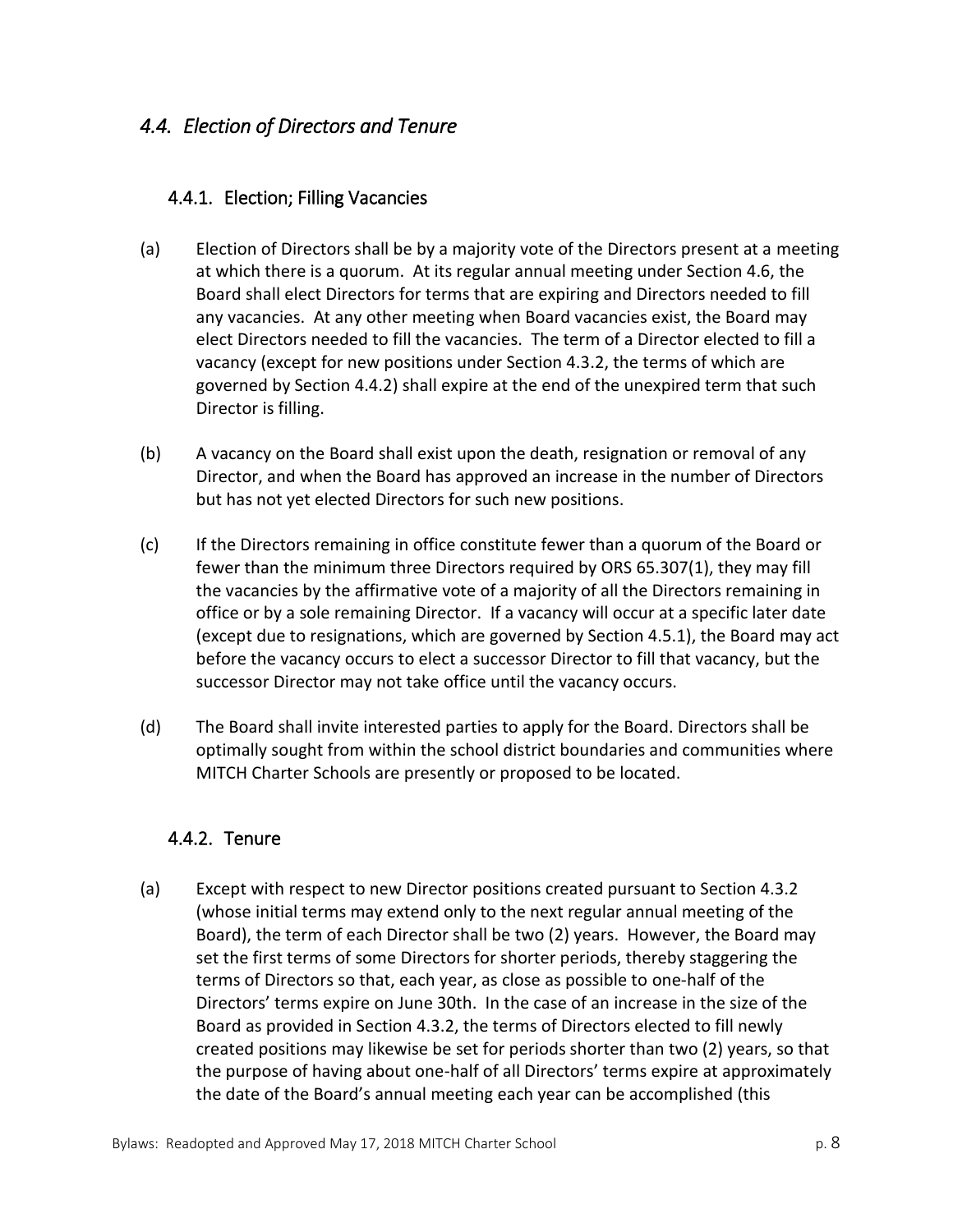## *4.4. Election of Directors and Tenure*

### 4.4.1. Election; Filling Vacancies

(a) Election of Directors shall be by a majority vote of the Directors present at a meeting at which there is a quorum. At its regular annual meeting under Section 4.6, the Board shall elect Directors for terms that are expiring and Directors needed to fill any vacancies. At any other meeting when Board vacancies exist, the Board may elect Directors needed to fill the vacancies. The term of a Director elected to fill a vacancy (except for new positions under Section 4.3.2, the terms of which are governed by Section 4.4.2) shall expire at the end of the unexpired term that such Director is filling.

(b) A vacancy on the Board shall exist upon the death, resignation or removal of any Director, and when the Board has approved an increase in the number of Directors but has not yet elected Directors for such new positions.

(c) If the Directors remaining in office constitute fewer than a quorum of the Board or fewer than the minimum three Directors required by ORS 65.307(1), they may fill the vacancies by the affirmative vote of a majority of all the Directors remaining in office or by a sole remaining Director. If a vacancy will occur at a specific later date (except due to resignations, which are governed by Section 4.5.1), the Board may act before the vacancy occurs to elect a successor Director to fill that vacancy, but the successor Director may not take office until the vacancy occurs.

(d) The Board shall invite interested parties to apply for the Board. Directors shall be optimally sought from within the school district boundaries and communities where MITCH Charter Schools are presently or proposed to be located.

### 4.4.2. Tenure

(a) Except with respect to new Director positions created pursuant to Section 4.3.2 (whose initial terms may extend only to the next regular annual meeting of the Board), the term of each Director shall be two (2) years. However, the Board may set the first terms of some Directors for shorter periods, thereby staggering the terms of Directors so that, each year, as close as possible to one-half of the Directors' terms expire on June 30th. In the case of an increase in the size of the Board as provided in Section 4.3.2, the terms of Directors elected to fill newly created positions may likewise be set for periods shorter than two (2) years, so that the purpose of having about one-half of all Directors' terms expire at approximately the date of the Board's annual meeting each year can be accomplished (this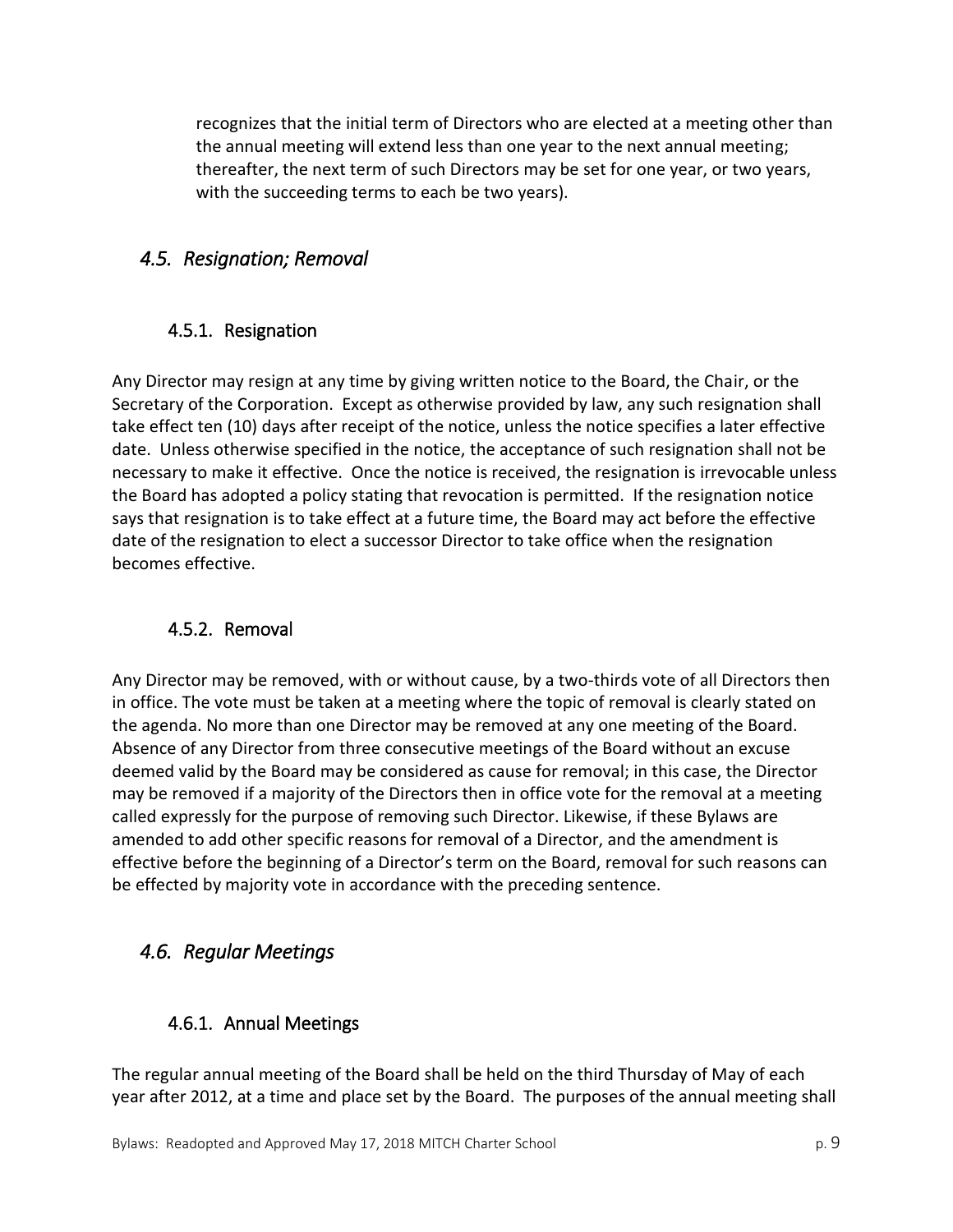recognizes that the initial term of Directors who are elected at a meeting other than the annual meeting will extend less than one year to the next annual meeting; thereafter, the next term of such Directors may be set for one year, or two years, with the succeeding terms to each be two years).

## *4.5. Resignation; Removal*

### 4.5.1. Resignation

Any Director may resign at any time by giving written notice to the Board, the Chair, or the Secretary of the Corporation. Except as otherwise provided by law, any such resignation shall take effect ten (10) days after receipt of the notice, unless the notice specifies a later effective date. Unless otherwise specified in the notice, the acceptance of such resignation shall not be necessary to make it effective. Once the notice is received, the resignation is irrevocable unless the Board has adopted a policy stating that revocation is permitted. If the resignation notice says that resignation is to take effect at a future time, the Board may act before the effective date of the resignation to elect a successor Director to take office when the resignation becomes effective.

### 4.5.2. Removal

Any Director may be removed, with or without cause, by a two-thirds vote of all Directors then in office. The vote must be taken at a meeting where the topic of removal is clearly stated on the agenda. No more than one Director may be removed at any one meeting of the Board. Absence of any Director from three consecutive meetings of the Board without an excuse deemed valid by the Board may be considered as cause for removal; in this case, the Director may be removed if a majority of the Directors then in office vote for the removal at a meeting called expressly for the purpose of removing such Director. Likewise, if these Bylaws are amended to add other specific reasons for removal of a Director, and the amendment is effective before the beginning of a Director's term on the Board, removal for such reasons can be effected by majority vote in accordance with the preceding sentence.

## *4.6. Regular Meetings*

### 4.6.1. Annual Meetings

The regular annual meeting of the Board shall be held on the third Thursday of May of each year after 2012, at a time and place set by the Board. The purposes of the annual meeting shall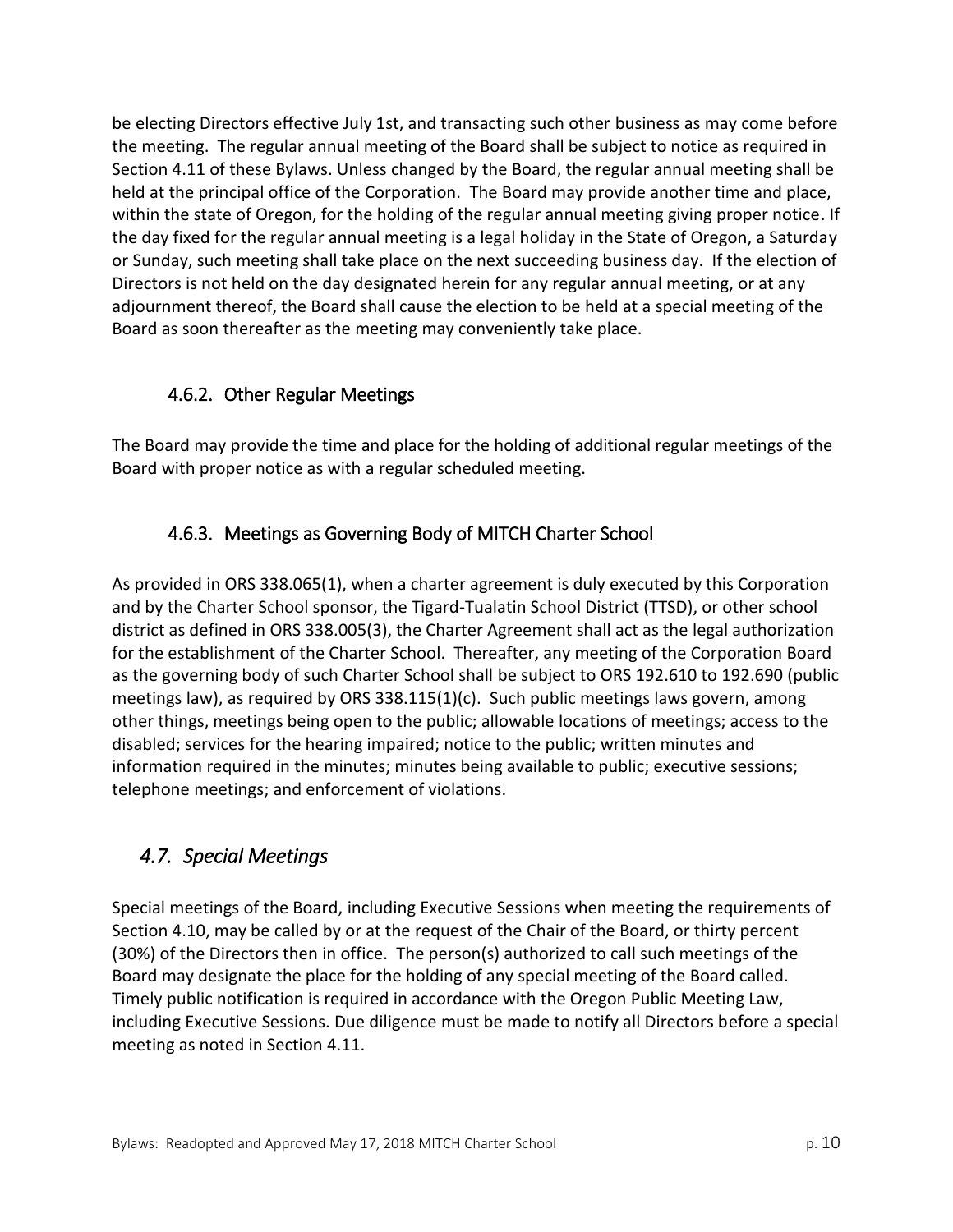be electing Directors effective July 1st, and transacting such other business as may come before the meeting. The regular annual meeting of the Board shall be subject to notice as required in Section 4.11 of these Bylaws. Unless changed by the Board, the regular annual meeting shall be held at the principal office of the Corporation. The Board may provide another time and place, within the state of Oregon, for the holding of the regular annual meeting giving proper notice. If the day fixed for the regular annual meeting is a legal holiday in the State of Oregon, a Saturday or Sunday, such meeting shall take place on the next succeeding business day. If the election of Directors is not held on the day designated herein for any regular annual meeting, or at any adjournment thereof, the Board shall cause the election to be held at a special meeting of the Board as soon thereafter as the meeting may conveniently take place.

### 4.6.2. Other Regular Meetings

The Board may provide the time and place for the holding of additional regular meetings of the Board with proper notice as with a regular scheduled meeting.

### 4.6.3. Meetings as Governing Body of MITCH Charter School

As provided in ORS 338.065(1), when a charter agreement is duly executed by this Corporation and by the Charter School sponsor, the Tigard-Tualatin School District (TTSD), or other school district as defined in ORS 338.005(3), the Charter Agreement shall act as the legal authorization for the establishment of the Charter School. Thereafter, any meeting of the Corporation Board as the governing body of such Charter School shall be subject to ORS 192.610 to 192.690 (public meetings law), as required by ORS 338.115(1)(c). Such public meetings laws govern, among other things, meetings being open to the public; allowable locations of meetings; access to the disabled; services for the hearing impaired; notice to the public; written minutes and information required in the minutes; minutes being available to public; executive sessions; telephone meetings; and enforcement of violations.

## *4.7. Special Meetings*

Special meetings of the Board, including Executive Sessions when meeting the requirements of Section 4.10, may be called by or at the request of the Chair of the Board, or thirty percent (30%) of the Directors then in office. The person(s) authorized to call such meetings of the Board may designate the place for the holding of any special meeting of the Board called. Timely public notification is required in accordance with the Oregon Public Meeting Law, including Executive Sessions. Due diligence must be made to notify all Directors before a special meeting as noted in Section 4.11.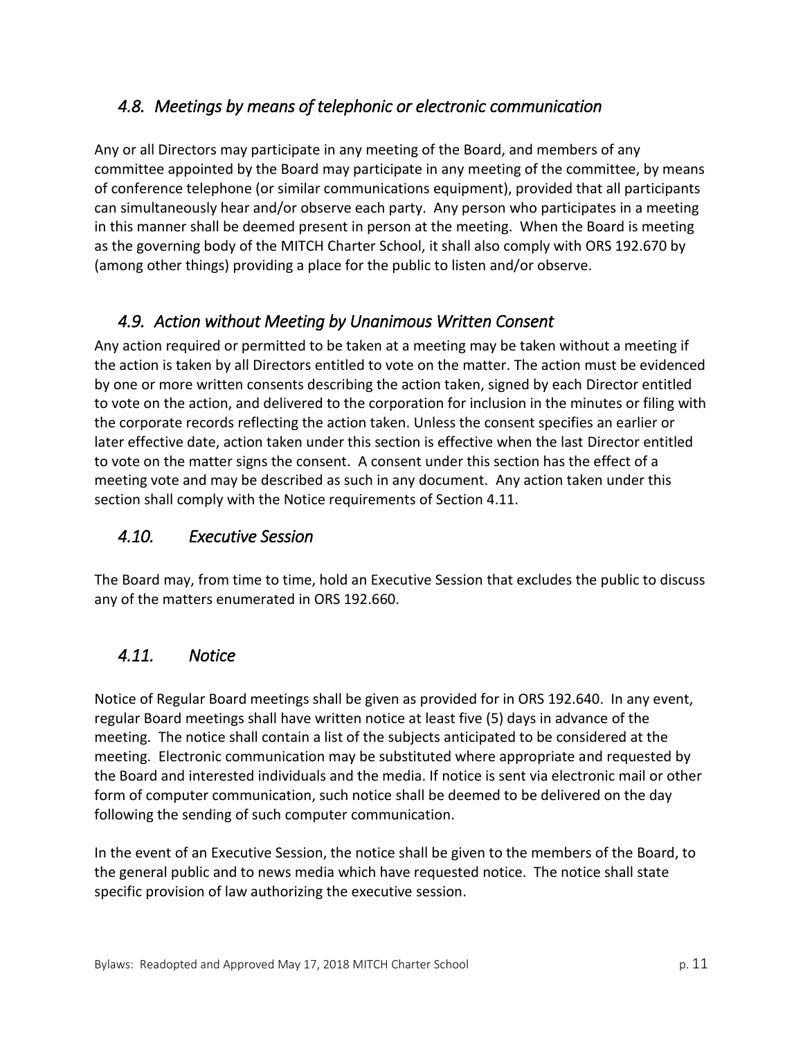## *4.8. Meetings by means of telephonic or electronic communication*

Any or all Directors may participate in any meeting of the Board, and members of any committee appointed by the Board may participate in any meeting of the committee, by means of conference telephone (or similar communications equipment), provided that all participants can simultaneously hear and/or observe each party. Any person who participates in a meeting in this manner shall be deemed present in person at the meeting. When the Board is meeting as the governing body of the MITCH Charter School, it shall also comply with ORS 192.670 by (among other things) providing a place for the public to listen and/or observe.

## *4.9. Action without Meeting by Unanimous Written Consent*

Any action required or permitted to be taken at a meeting may be taken without a meeting if the action is taken by all Directors entitled to vote on the matter. The action must be evidenced by one or more written consents describing the action taken, signed by each Director entitled to vote on the action, and delivered to the corporation for inclusion in the minutes or filing with the corporate records reflecting the action taken. Unless the consent specifies an earlier or later effective date, action taken under this section is effective when the last Director entitled to vote on the matter signs the consent. A consent under this section has the effect of a meeting vote and may be described as such in any document. Any action taken under this section shall comply with the Notice requirements of Section 4.11.

## *4.10. Executive Session*

The Board may, from time to time, hold an Executive Session that excludes the public to discuss any of the matters enumerated in ORS 192.660.

## *4.11. Notice*

Notice of Regular Board meetings shall be given as provided for in ORS 192.640. In any event, regular Board meetings shall have written notice at least five (5) days in advance of the meeting. The notice shall contain a list of the subjects anticipated to be considered at the meeting. Electronic communication may be substituted where appropriate and requested by the Board and interested individuals and the media. If notice is sent via electronic mail or other form of computer communication, such notice shall be deemed to be delivered on the day following the sending of such computer communication.

In the event of an Executive Session, the notice shall be given to the members of the Board, to the general public and to news media which have requested notice. The notice shall state specific provision of law authorizing the executive session.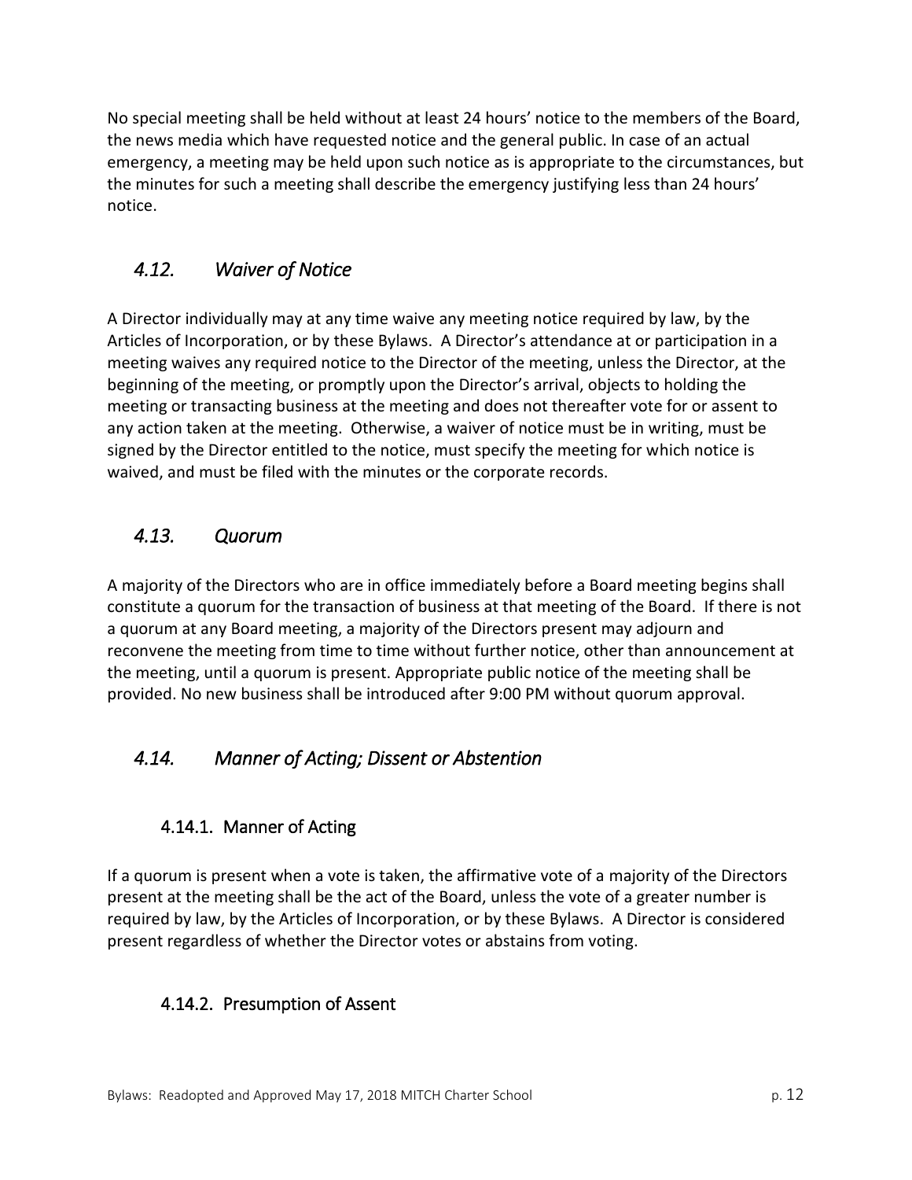No special meeting shall be held without at least 24 hours' notice to the members of the Board, the news media which have requested notice and the general public. In case of an actual emergency, a meeting may be held upon such notice as is appropriate to the circumstances, but the minutes for such a meeting shall describe the emergency justifying less than 24 hours' notice.

## *4.12. Waiver of Notice*

A Director individually may at any time waive any meeting notice required by law, by the Articles of Incorporation, or by these Bylaws. A Director's attendance at or participation in a meeting waives any required notice to the Director of the meeting, unless the Director, at the beginning of the meeting, or promptly upon the Director's arrival, objects to holding the meeting or transacting business at the meeting and does not thereafter vote for or assent to any action taken at the meeting. Otherwise, a waiver of notice must be in writing, must be signed by the Director entitled to the notice, must specify the meeting for which notice is waived, and must be filed with the minutes or the corporate records.

## *4.13. Quorum*

A majority of the Directors who are in office immediately before a Board meeting begins shall constitute a quorum for the transaction of business at that meeting of the Board. If there is not a quorum at any Board meeting, a majority of the Directors present may adjourn and reconvene the meeting from time to time without further notice, other than announcement at the meeting, until a quorum is present. Appropriate public notice of the meeting shall be provided. No new business shall be introduced after 9:00 PM without quorum approval.

## *4.14. Manner of Acting; Dissent or Abstention*

### 4.14.1. Manner of Acting

If a quorum is present when a vote is taken, the affirmative vote of a majority of the Directors present at the meeting shall be the act of the Board, unless the vote of a greater number is required by law, by the Articles of Incorporation, or by these Bylaws. A Director is considered present regardless of whether the Director votes or abstains from voting.

### 4.14.2. Presumption of Assent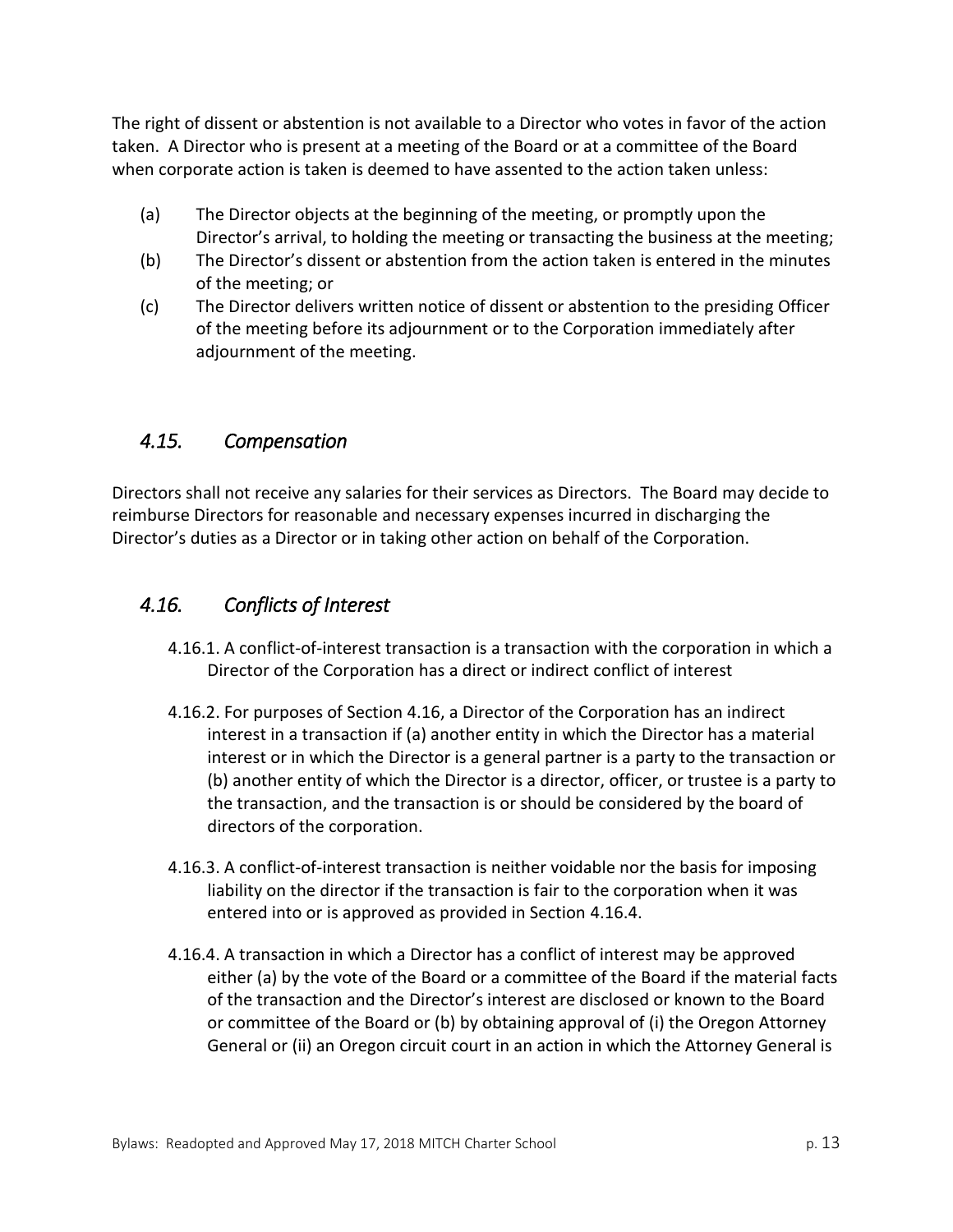The right of dissent or abstention is not available to a Director who votes in favor of the action taken. A Director who is present at a meeting of the Board or at a committee of the Board when corporate action is taken is deemed to have assented to the action taken unless:

(a) The Director objects at the beginning of the meeting, or promptly upon the Director's arrival, to holding the meeting or transacting the business at the meeting;

(b) The Director's dissent or abstention from the action taken is entered in the minutes of the meeting; or

(c) The Director delivers written notice of dissent or abstention to the presiding Officer of the meeting before its adjournment or to the Corporation immediately after adjournment of the meeting.

## *4.15. Compensation*

Directors shall not receive any salaries for their services as Directors. The Board may decide to reimburse Directors for reasonable and necessary expenses incurred in discharging the Director's duties as a Director or in taking other action on behalf of the Corporation.

## *4.16. Conflicts of Interest*

4.16.1. A conflict-of-interest transaction is a transaction with the corporation in which a Director of the Corporation has a direct or indirect conflict of interest

4.16.2. For purposes of Section 4.16, a Director of the Corporation has an indirect interest in a transaction if (a) another entity in which the Director has a material interest or in which the Director is a general partner is a party to the transaction or (b) another entity of which the Director is a director, officer, or trustee is a party to the transaction, and the transaction is or should be considered by the board of directors of the corporation.

4.16.3. A conflict-of-interest transaction is neither voidable nor the basis for imposing liability on the director if the transaction is fair to the corporation when it was entered into or is approved as provided in Section 4.16.4.

4.16.4. A transaction in which a Director has a conflict of interest may be approved either (a) by the vote of the Board or a committee of the Board if the material facts of the transaction and the Director's interest are disclosed or known to the Board or committee of the Board or (b) by obtaining approval of (i) the Oregon Attorney General or (ii) an Oregon circuit court in an action in which the Attorney General is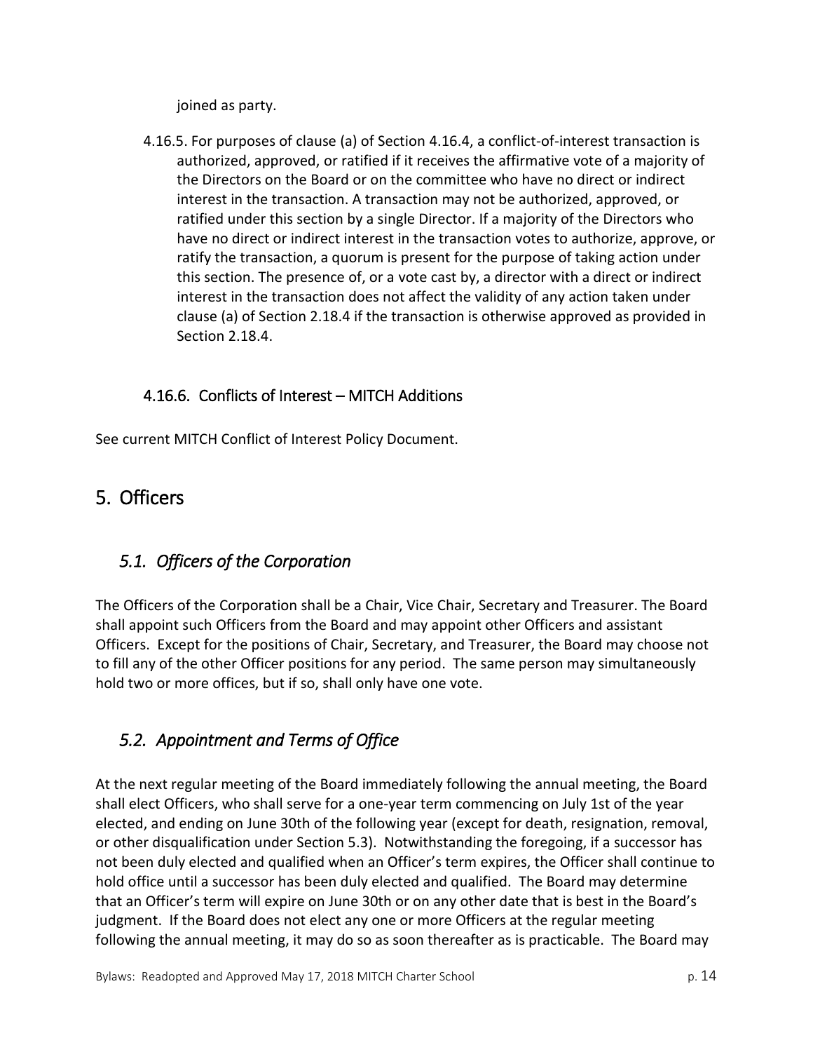joined as party.

4.16.5. For purposes of clause (a) of Section 4.16.4, a conflict-of-interest transaction is authorized, approved, or ratified if it receives the affirmative vote of a majority of the Directors on the Board or on the committee who have no direct or indirect interest in the transaction. A transaction may not be authorized, approved, or ratified under this section by a single Director. If a majority of the Directors who have no direct or indirect interest in the transaction votes to authorize, approve, or ratify the transaction, a quorum is present for the purpose of taking action under this section. The presence of, or a vote cast by, a director with a direct or indirect interest in the transaction does not affect the validity of any action taken under clause (a) of Section 2.18.4 if the transaction is otherwise approved as provided in Section 2.18.4.

### 4.16.6. Conflicts of Interest – MITCH Additions

See current MITCH Conflict of Interest Policy Document.

# 5. Officers

## *5.1. Officers of the Corporation*

The Officers of the Corporation shall be a Chair, Vice Chair, Secretary and Treasurer. The Board shall appoint such Officers from the Board and may appoint other Officers and assistant Officers. Except for the positions of Chair, Secretary, and Treasurer, the Board may choose not to fill any of the other Officer positions for any period. The same person may simultaneously hold two or more offices, but if so, shall only have one vote.

## *5.2. Appointment and Terms of Office*

At the next regular meeting of the Board immediately following the annual meeting, the Board shall elect Officers, who shall serve for a one-year term commencing on July 1st of the year elected, and ending on June 30th of the following year (except for death, resignation, removal, or other disqualification under Section 5.3). Notwithstanding the foregoing, if a successor has not been duly elected and qualified when an Officer's term expires, the Officer shall continue to hold office until a successor has been duly elected and qualified. The Board may determine that an Officer's term will expire on June 30th or on any other date that is best in the Board's judgment. If the Board does not elect any one or more Officers at the regular meeting following the annual meeting, it may do so as soon thereafter as is practicable. The Board may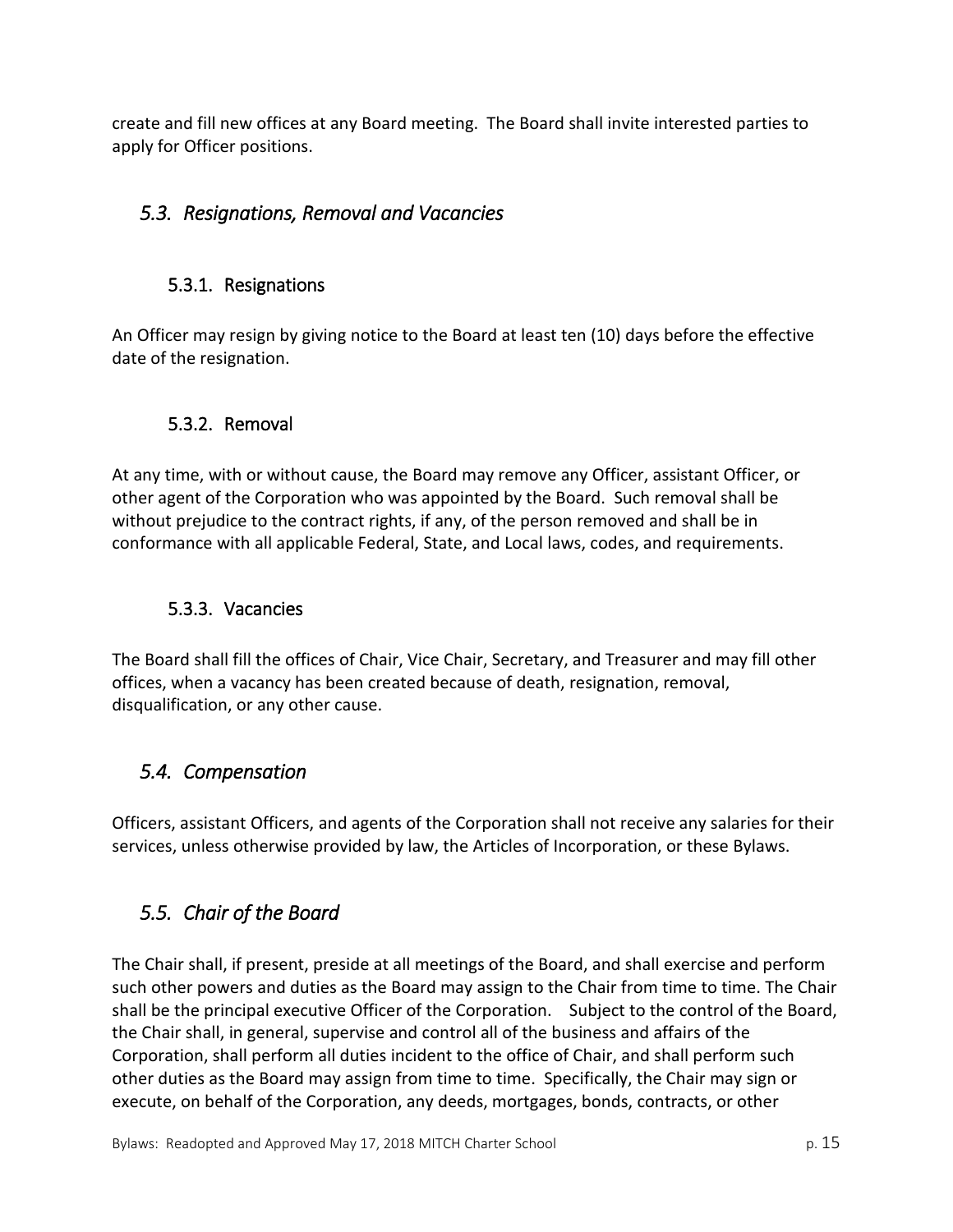create and fill new offices at any Board meeting. The Board shall invite interested parties to apply for Officer positions.

## *5.3. Resignations, Removal and Vacancies*

### 5.3.1. Resignations

An Officer may resign by giving notice to the Board at least ten (10) days before the effective date of the resignation.

### 5.3.2. Removal

At any time, with or without cause, the Board may remove any Officer, assistant Officer, or other agent of the Corporation who was appointed by the Board. Such removal shall be without prejudice to the contract rights, if any, of the person removed and shall be in conformance with all applicable Federal, State, and Local laws, codes, and requirements.

### 5.3.3. Vacancies

The Board shall fill the offices of Chair, Vice Chair, Secretary, and Treasurer and may fill other offices, when a vacancy has been created because of death, resignation, removal, disqualification, or any other cause.

## *5.4. Compensation*

Officers, assistant Officers, and agents of the Corporation shall not receive any salaries for their services, unless otherwise provided by law, the Articles of Incorporation, or these Bylaws.

## *5.5. Chair of the Board*

The Chair shall, if present, preside at all meetings of the Board, and shall exercise and perform such other powers and duties as the Board may assign to the Chair from time to time. The Chair shall be the principal executive Officer of the Corporation. Subject to the control of the Board, the Chair shall, in general, supervise and control all of the business and affairs of the Corporation, shall perform all duties incident to the office of Chair, and shall perform such other duties as the Board may assign from time to time. Specifically, the Chair may sign or execute, on behalf of the Corporation, any deeds, mortgages, bonds, contracts, or other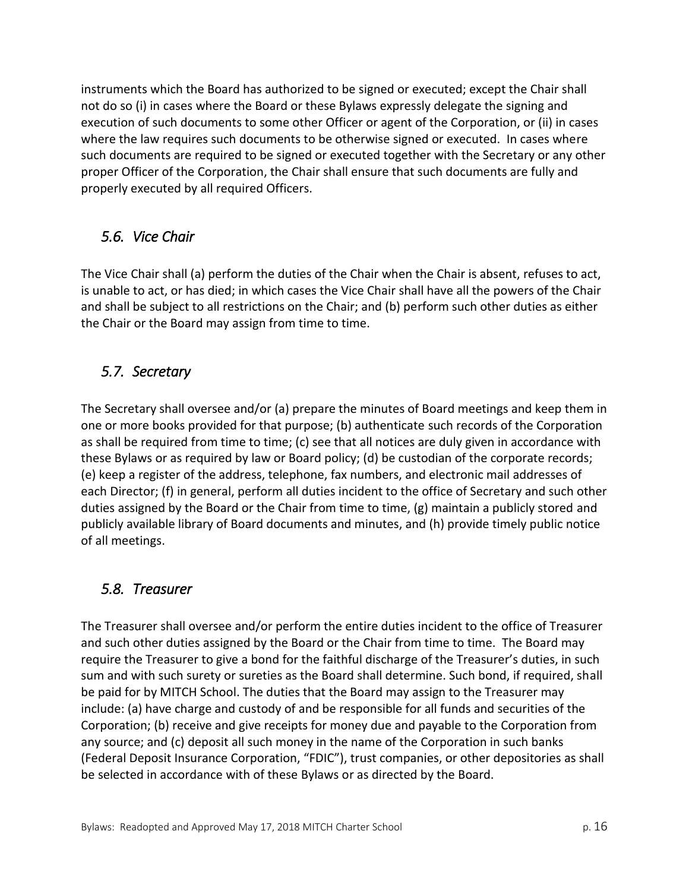instruments which the Board has authorized to be signed or executed; except the Chair shall not do so (i) in cases where the Board or these Bylaws expressly delegate the signing and execution of such documents to some other Officer or agent of the Corporation, or (ii) in cases where the law requires such documents to be otherwise signed or executed. In cases where such documents are required to be signed or executed together with the Secretary or any other proper Officer of the Corporation, the Chair shall ensure that such documents are fully and properly executed by all required Officers.

## *5.6. Vice Chair*

The Vice Chair shall (a) perform the duties of the Chair when the Chair is absent, refuses to act, is unable to act, or has died; in which cases the Vice Chair shall have all the powers of the Chair and shall be subject to all restrictions on the Chair; and (b) perform such other duties as either the Chair or the Board may assign from time to time.

## *5.7. Secretary*

The Secretary shall oversee and/or (a) prepare the minutes of Board meetings and keep them in one or more books provided for that purpose; (b) authenticate such records of the Corporation as shall be required from time to time; (c) see that all notices are duly given in accordance with these Bylaws or as required by law or Board policy; (d) be custodian of the corporate records; (e) keep a register of the address, telephone, fax numbers, and electronic mail addresses of each Director; (f) in general, perform all duties incident to the office of Secretary and such other duties assigned by the Board or the Chair from time to time, (g) maintain a publicly stored and publicly available library of Board documents and minutes, and (h) provide timely public notice of all meetings.

## *5.8. Treasurer*

The Treasurer shall oversee and/or perform the entire duties incident to the office of Treasurer and such other duties assigned by the Board or the Chair from time to time. The Board may require the Treasurer to give a bond for the faithful discharge of the Treasurer's duties, in such sum and with such surety or sureties as the Board shall determine. Such bond, if required, shall be paid for by MITCH School. The duties that the Board may assign to the Treasurer may include: (a) have charge and custody of and be responsible for all funds and securities of the Corporation; (b) receive and give receipts for money due and payable to the Corporation from any source; and (c) deposit all such money in the name of the Corporation in such banks (Federal Deposit Insurance Corporation, "FDIC"), trust companies, or other depositories as shall be selected in accordance with of these Bylaws or as directed by the Board.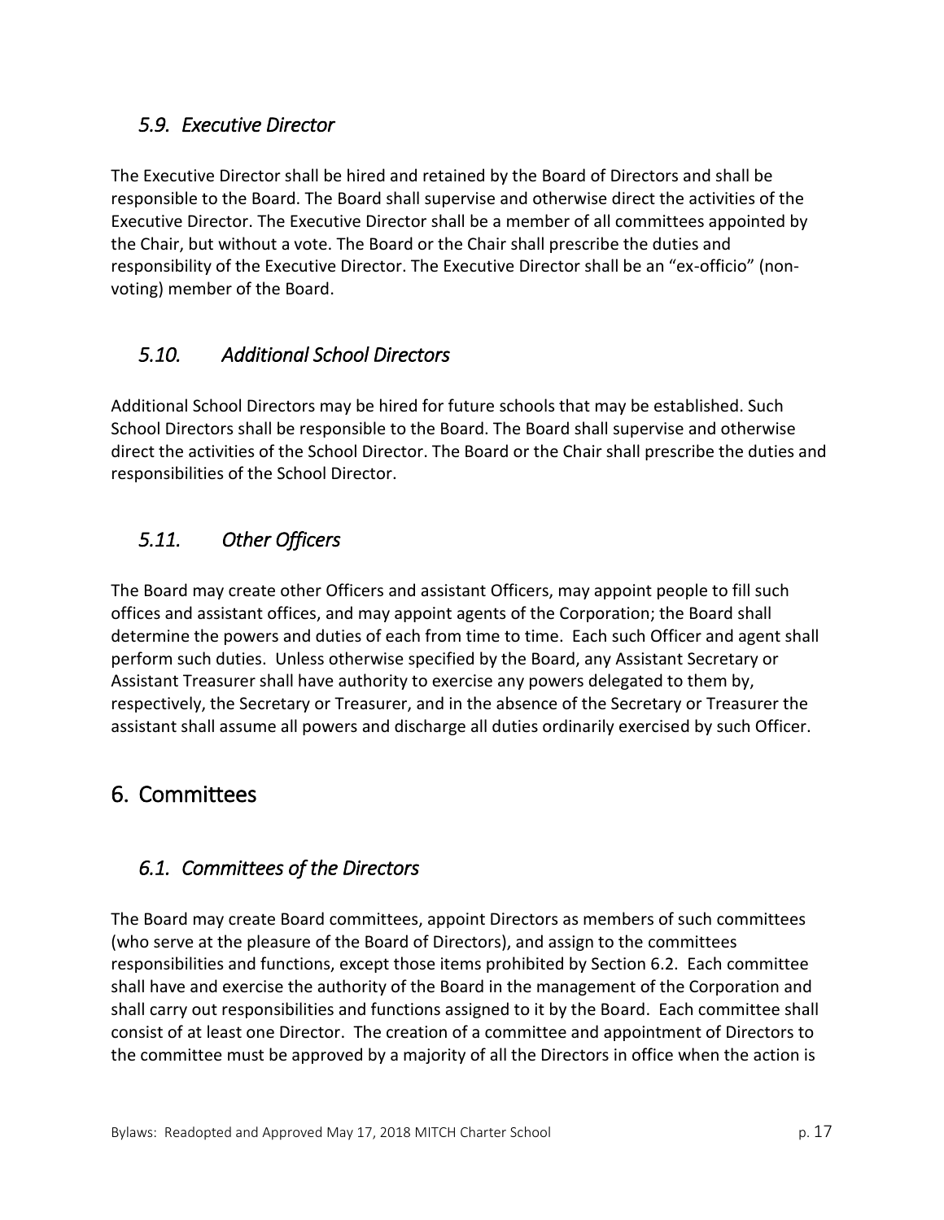### *5.9. Executive Director*

The Executive Director shall be hired and retained by the Board of Directors and shall be responsible to the Board. The Board shall supervise and otherwise direct the activities of the Executive Director. The Executive Director shall be a member of all committees appointed by the Chair, but without a vote. The Board or the Chair shall prescribe the duties and responsibility of the Executive Director. The Executive Director shall be an "ex-officio" (non-voting) member of the Board.

### *5.10. Additional School Directors*

Additional School Directors may be hired for future schools that may be established. Such School Directors shall be responsible to the Board. The Board shall supervise and otherwise direct the activities of the School Director. The Board or the Chair shall prescribe the duties and responsibilities of the School Director.

### *5.11. Other Officers*

The Board may create other Officers and assistant Officers, may appoint people to fill such offices and assistant offices, and may appoint agents of the Corporation; the Board shall determine the powers and duties of each from time to time. Each such Officer and agent shall perform such duties. Unless otherwise specified by the Board, any Assistant Secretary or Assistant Treasurer shall have authority to exercise any powers delegated to them by, respectively, the Secretary or Treasurer, and in the absence of the Secretary or Treasurer the assistant shall assume all powers and discharge all duties ordinarily exercised by such Officer.

## 6. Committees

### *6.1. Committees of the Directors*

The Board may create Board committees, appoint Directors as members of such committees (who serve at the pleasure of the Board of Directors), and assign to the committees responsibilities and functions, except those items prohibited by Section 6.2. Each committee shall have and exercise the authority of the Board in the management of the Corporation and shall carry out responsibilities and functions assigned to it by the Board. Each committee shall consist of at least one Director. The creation of a committee and appointment of Directors to the committee must be approved by a majority of all the Directors in office when the action is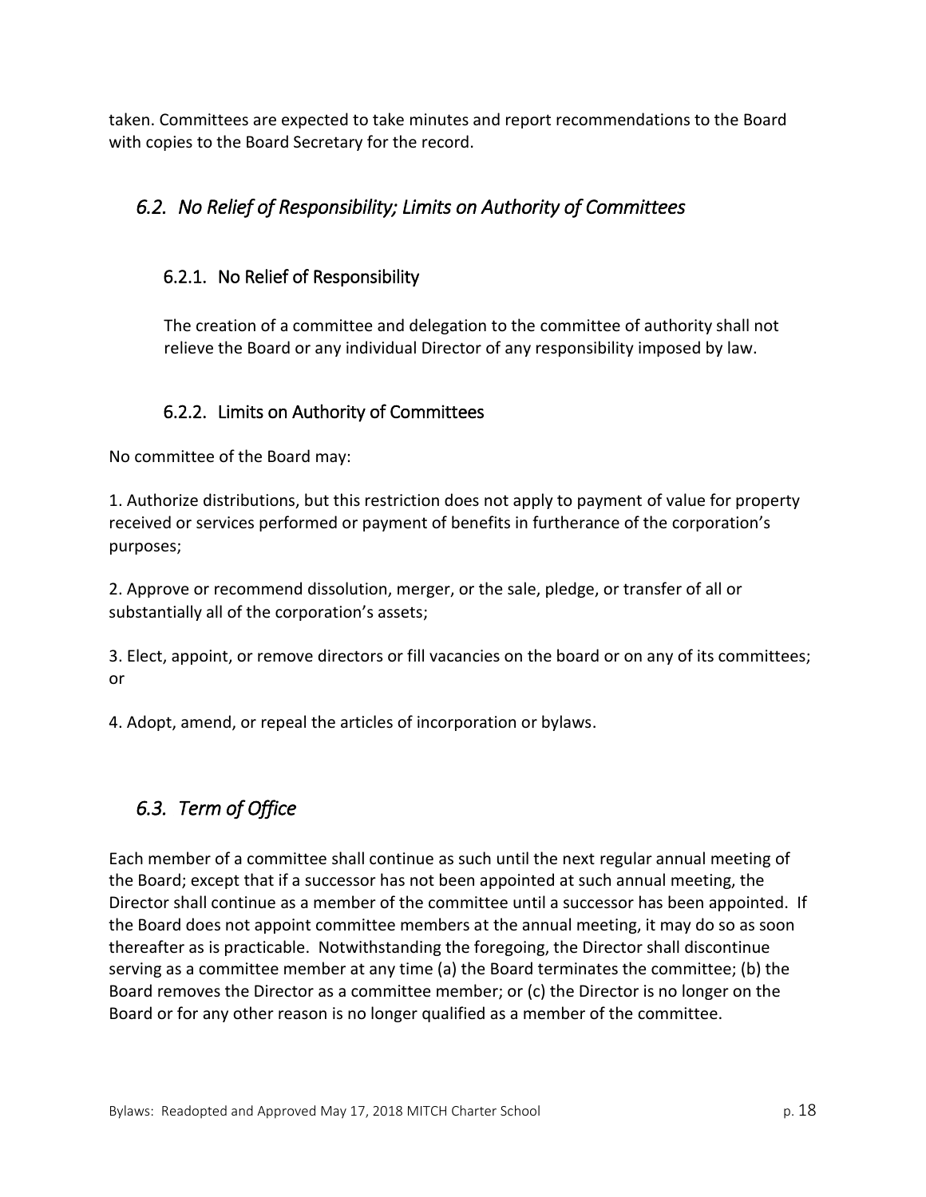taken. Committees are expected to take minutes and report recommendations to the Board with copies to the Board Secretary for the record.

## *6.2. No Relief of Responsibility; Limits on Authority of Committees*

### 6.2.1. No Relief of Responsibility

The creation of a committee and delegation to the committee of authority shall not relieve the Board or any individual Director of any responsibility imposed by law.

### 6.2.2. Limits on Authority of Committees

No committee of the Board may:

1. Authorize distributions, but this restriction does not apply to payment of value for property received or services performed or payment of benefits in furtherance of the corporation's purposes;

2. Approve or recommend dissolution, merger, or the sale, pledge, or transfer of all or substantially all of the corporation's assets;

3. Elect, appoint, or remove directors or fill vacancies on the board or on any of its committees; or

4. Adopt, amend, or repeal the articles of incorporation or bylaws.

## *6.3. Term of Office*

Each member of a committee shall continue as such until the next regular annual meeting of the Board; except that if a successor has not been appointed at such annual meeting, the Director shall continue as a member of the committee until a successor has been appointed. If the Board does not appoint committee members at the annual meeting, it may do so as soon thereafter as is practicable. Notwithstanding the foregoing, the Director shall discontinue serving as a committee member at any time (a) the Board terminates the committee; (b) the Board removes the Director as a committee member; or (c) the Director is no longer on the Board or for any other reason is no longer qualified as a member of the committee.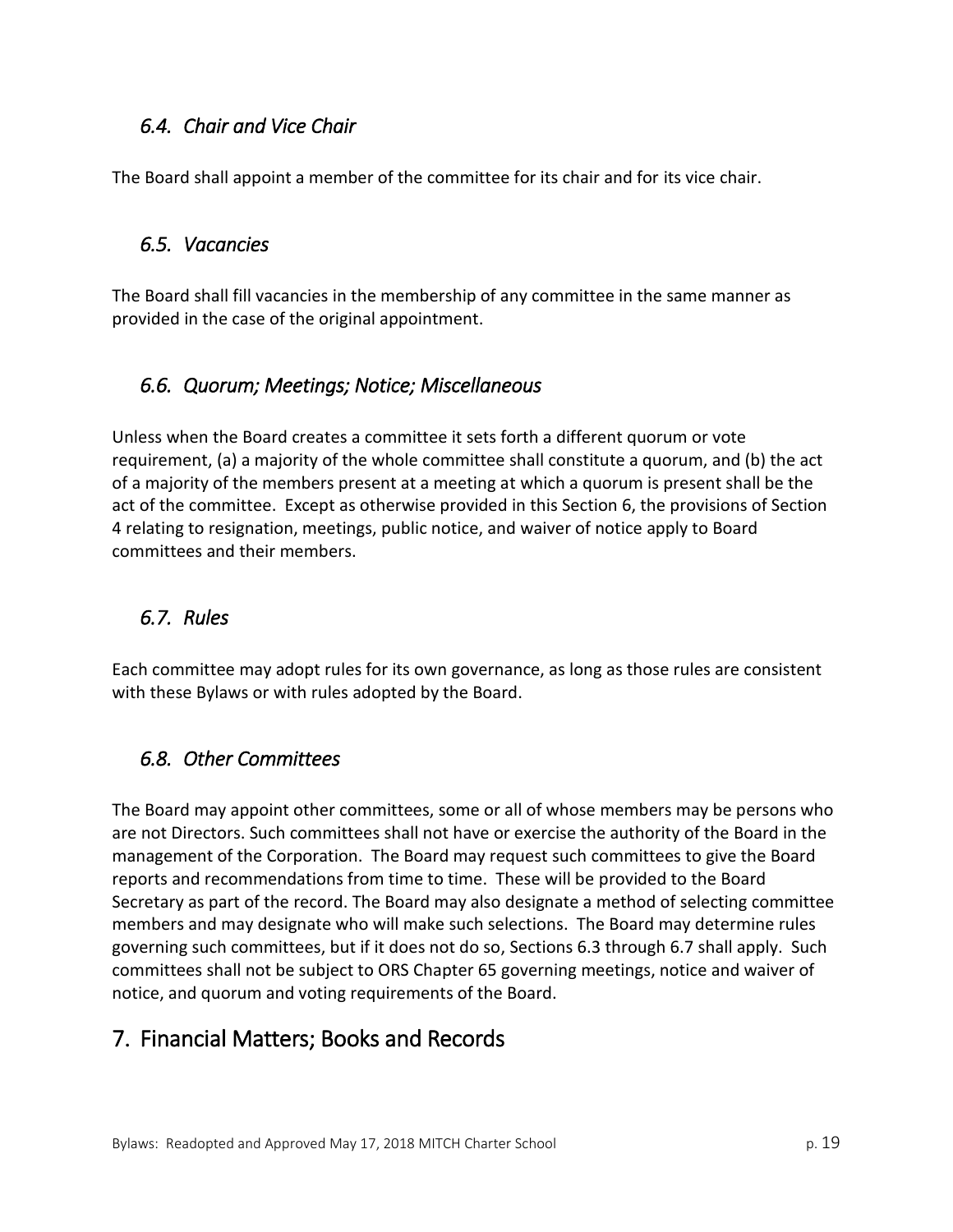### *6.4. Chair and Vice Chair*

The Board shall appoint a member of the committee for its chair and for its vice chair.

### *6.5. Vacancies*

The Board shall fill vacancies in the membership of any committee in the same manner as provided in the case of the original appointment.

### *6.6. Quorum; Meetings; Notice; Miscellaneous*

Unless when the Board creates a committee it sets forth a different quorum or vote requirement, (a) a majority of the whole committee shall constitute a quorum, and (b) the act of a majority of the members present at a meeting at which a quorum is present shall be the act of the committee. Except as otherwise provided in this Section 6, the provisions of Section 4 relating to resignation, meetings, public notice, and waiver of notice apply to Board committees and their members.

### *6.7. Rules*

Each committee may adopt rules for its own governance, as long as those rules are consistent with these Bylaws or with rules adopted by the Board.

### *6.8. Other Committees*

The Board may appoint other committees, some or all of whose members may be persons who are not Directors. Such committees shall not have or exercise the authority of the Board in the management of the Corporation. The Board may request such committees to give the Board reports and recommendations from time to time. These will be provided to the Board Secretary as part of the record. The Board may also designate a method of selecting committee members and may designate who will make such selections. The Board may determine rules governing such committees, but if it does not do so, Sections 6.3 through 6.7 shall apply. Such committees shall not be subject to ORS Chapter 65 governing meetings, notice and waiver of notice, and quorum and voting requirements of the Board.

## 7. Financial Matters; Books and Records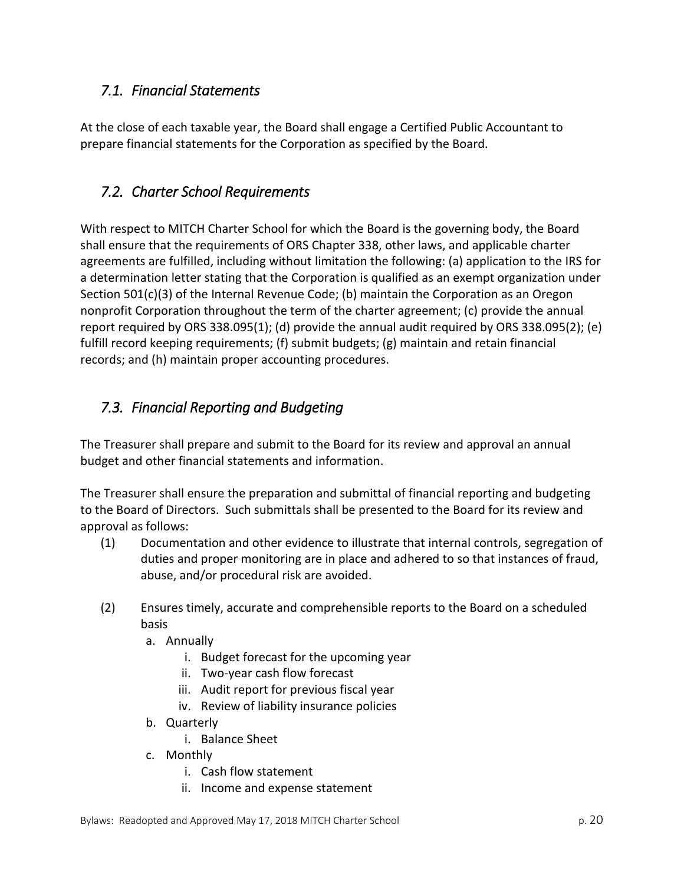## *7.1. Financial Statements*

At the close of each taxable year, the Board shall engage a Certified Public Accountant to prepare financial statements for the Corporation as specified by the Board.

## *7.2. Charter School Requirements*

With respect to MITCH Charter School for which the Board is the governing body, the Board shall ensure that the requirements of ORS Chapter 338, other laws, and applicable charter agreements are fulfilled, including without limitation the following: (a) application to the IRS for a determination letter stating that the Corporation is qualified as an exempt organization under Section 501(c)(3) of the Internal Revenue Code; (b) maintain the Corporation as an Oregon nonprofit Corporation throughout the term of the charter agreement; (c) provide the annual report required by ORS 338.095(1); (d) provide the annual audit required by ORS 338.095(2); (e) fulfill record keeping requirements; (f) submit budgets; (g) maintain and retain financial records; and (h) maintain proper accounting procedures.

## *7.3. Financial Reporting and Budgeting*

The Treasurer shall prepare and submit to the Board for its review and approval an annual budget and other financial statements and information.

The Treasurer shall ensure the preparation and submittal of financial reporting and budgeting to the Board of Directors. Such submittals shall be presented to the Board for its review and approval as follows:

(1) Documentation and other evidence to illustrate that internal controls, segregation of duties and proper monitoring are in place and adhered to so that instances of fraud, abuse, and/or procedural risk are avoided.

(2) Ensures timely, accurate and comprehensible reports to the Board on a scheduled basis

  a. Annually
     i. Budget forecast for the upcoming year
     ii. Two-year cash flow forecast
     iii. Audit report for previous fiscal year
     iv. Review of liability insurance policies
  b. Quarterly
     i. Balance Sheet
  c. Monthly
     i. Cash flow statement
     ii. Income and expense statement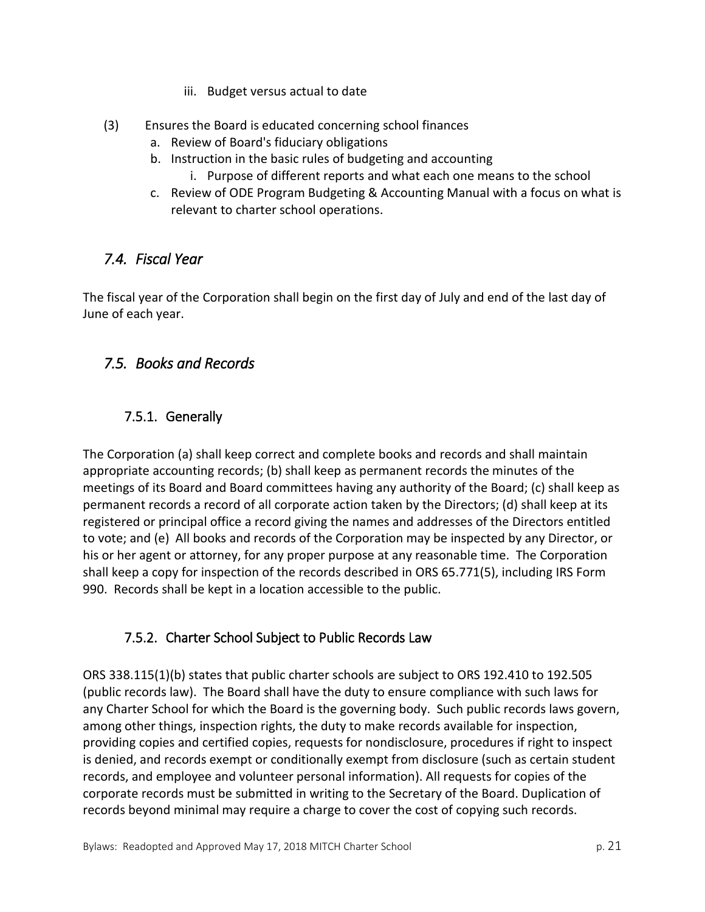iii. Budget versus actual to date

(3) Ensures the Board is educated concerning school finances

a. Review of Board's fiduciary obligations
b. Instruction in the basic rules of budgeting and accounting
    i. Purpose of different reports and what each one means to the school
c. Review of ODE Program Budgeting & Accounting Manual with a focus on what is relevant to charter school operations.

## *7.4. Fiscal Year*

The fiscal year of the Corporation shall begin on the first day of July and end of the last day of June of each year.

## *7.5. Books and Records*

### 7.5.1. Generally

The Corporation (a) shall keep correct and complete books and records and shall maintain appropriate accounting records; (b) shall keep as permanent records the minutes of the meetings of its Board and Board committees having any authority of the Board; (c) shall keep as permanent records a record of all corporate action taken by the Directors; (d) shall keep at its registered or principal office a record giving the names and addresses of the Directors entitled to vote; and (e) All books and records of the Corporation may be inspected by any Director, or his or her agent or attorney, for any proper purpose at any reasonable time. The Corporation shall keep a copy for inspection of the records described in ORS 65.771(5), including IRS Form 990. Records shall be kept in a location accessible to the public.

### 7.5.2. Charter School Subject to Public Records Law

ORS 338.115(1)(b) states that public charter schools are subject to ORS 192.410 to 192.505 (public records law). The Board shall have the duty to ensure compliance with such laws for any Charter School for which the Board is the governing body. Such public records laws govern, among other things, inspection rights, the duty to make records available for inspection, providing copies and certified copies, requests for nondisclosure, procedures if right to inspect is denied, and records exempt or conditionally exempt from disclosure (such as certain student records, and employee and volunteer personal information). All requests for copies of the corporate records must be submitted in writing to the Secretary of the Board. Duplication of records beyond minimal may require a charge to cover the cost of copying such records.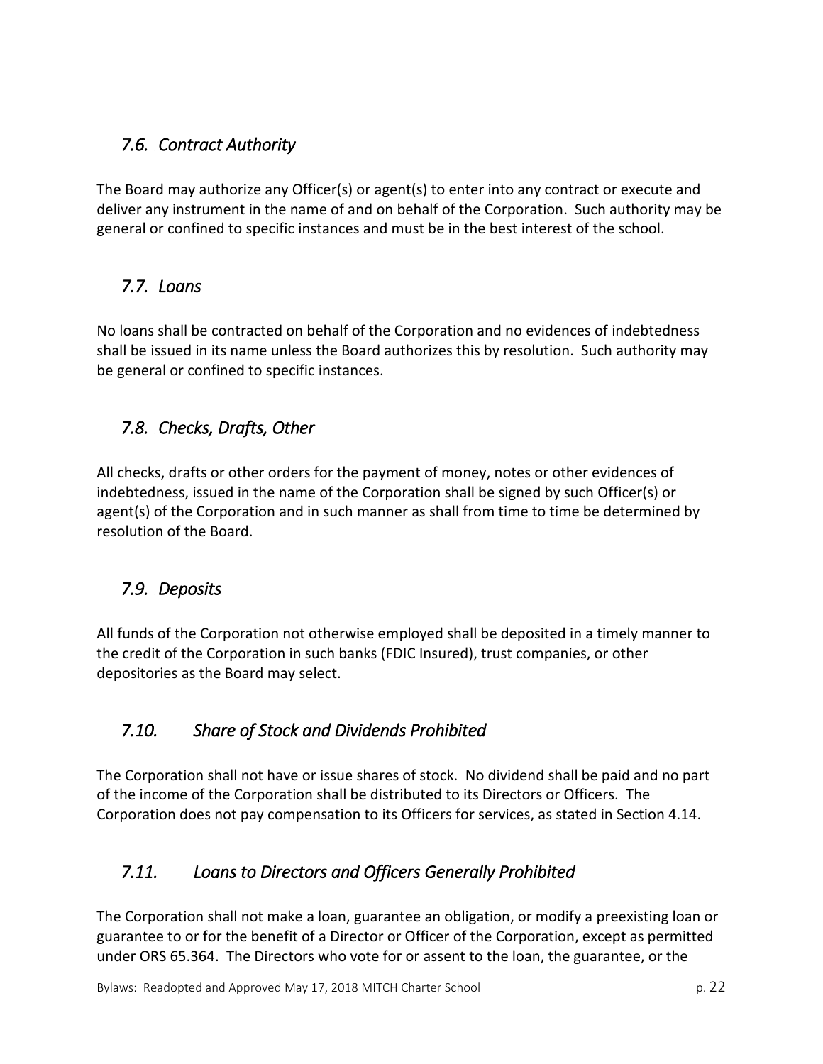## *7.6. Contract Authority*

The Board may authorize any Officer(s) or agent(s) to enter into any contract or execute and deliver any instrument in the name of and on behalf of the Corporation. Such authority may be general or confined to specific instances and must be in the best interest of the school.

## *7.7. Loans*

No loans shall be contracted on behalf of the Corporation and no evidences of indebtedness shall be issued in its name unless the Board authorizes this by resolution. Such authority may be general or confined to specific instances.

## *7.8. Checks, Drafts, Other*

All checks, drafts or other orders for the payment of money, notes or other evidences of indebtedness, issued in the name of the Corporation shall be signed by such Officer(s) or agent(s) of the Corporation and in such manner as shall from time to time be determined by resolution of the Board.

## *7.9. Deposits*

All funds of the Corporation not otherwise employed shall be deposited in a timely manner to the credit of the Corporation in such banks (FDIC Insured), trust companies, or other depositories as the Board may select.

## *7.10. Share of Stock and Dividends Prohibited*

The Corporation shall not have or issue shares of stock. No dividend shall be paid and no part of the income of the Corporation shall be distributed to its Directors or Officers. The Corporation does not pay compensation to its Officers for services, as stated in Section 4.14.

## *7.11. Loans to Directors and Officers Generally Prohibited*

The Corporation shall not make a loan, guarantee an obligation, or modify a preexisting loan or guarantee to or for the benefit of a Director or Officer of the Corporation, except as permitted under ORS 65.364. The Directors who vote for or assent to the loan, the guarantee, or the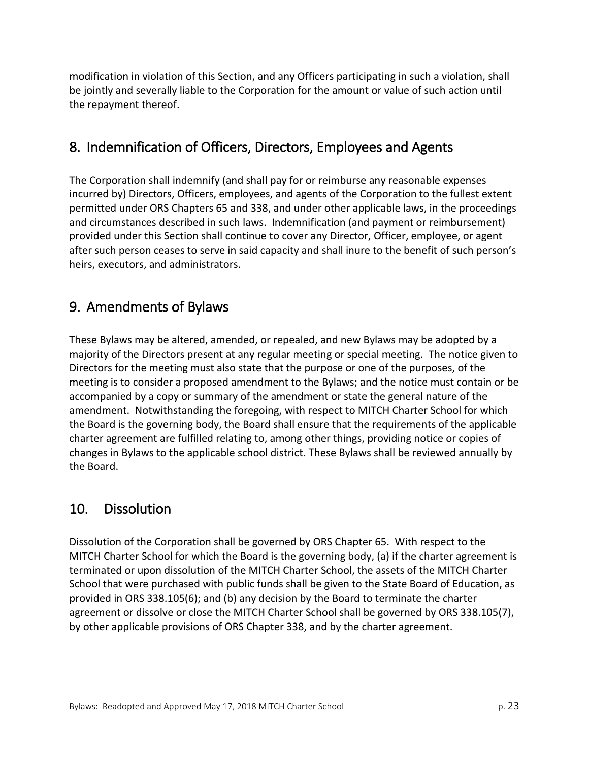modification in violation of this Section, and any Officers participating in such a violation, shall be jointly and severally liable to the Corporation for the amount or value of such action until the repayment thereof.

## 8. Indemnification of Officers, Directors, Employees and Agents

The Corporation shall indemnify (and shall pay for or reimburse any reasonable expenses incurred by) Directors, Officers, employees, and agents of the Corporation to the fullest extent permitted under ORS Chapters 65 and 338, and under other applicable laws, in the proceedings and circumstances described in such laws. Indemnification (and payment or reimbursement) provided under this Section shall continue to cover any Director, Officer, employee, or agent after such person ceases to serve in said capacity and shall inure to the benefit of such person's heirs, executors, and administrators.

## 9. Amendments of Bylaws

These Bylaws may be altered, amended, or repealed, and new Bylaws may be adopted by a majority of the Directors present at any regular meeting or special meeting. The notice given to Directors for the meeting must also state that the purpose or one of the purposes, of the meeting is to consider a proposed amendment to the Bylaws; and the notice must contain or be accompanied by a copy or summary of the amendment or state the general nature of the amendment. Notwithstanding the foregoing, with respect to MITCH Charter School for which the Board is the governing body, the Board shall ensure that the requirements of the applicable charter agreement are fulfilled relating to, among other things, providing notice or copies of changes in Bylaws to the applicable school district. These Bylaws shall be reviewed annually by the Board.

## 10. Dissolution

Dissolution of the Corporation shall be governed by ORS Chapter 65. With respect to the MITCH Charter School for which the Board is the governing body, (a) if the charter agreement is terminated or upon dissolution of the MITCH Charter School, the assets of the MITCH Charter School that were purchased with public funds shall be given to the State Board of Education, as provided in ORS 338.105(6); and (b) any decision by the Board to terminate the charter agreement or dissolve or close the MITCH Charter School shall be governed by ORS 338.105(7), by other applicable provisions of ORS Chapter 338, and by the charter agreement.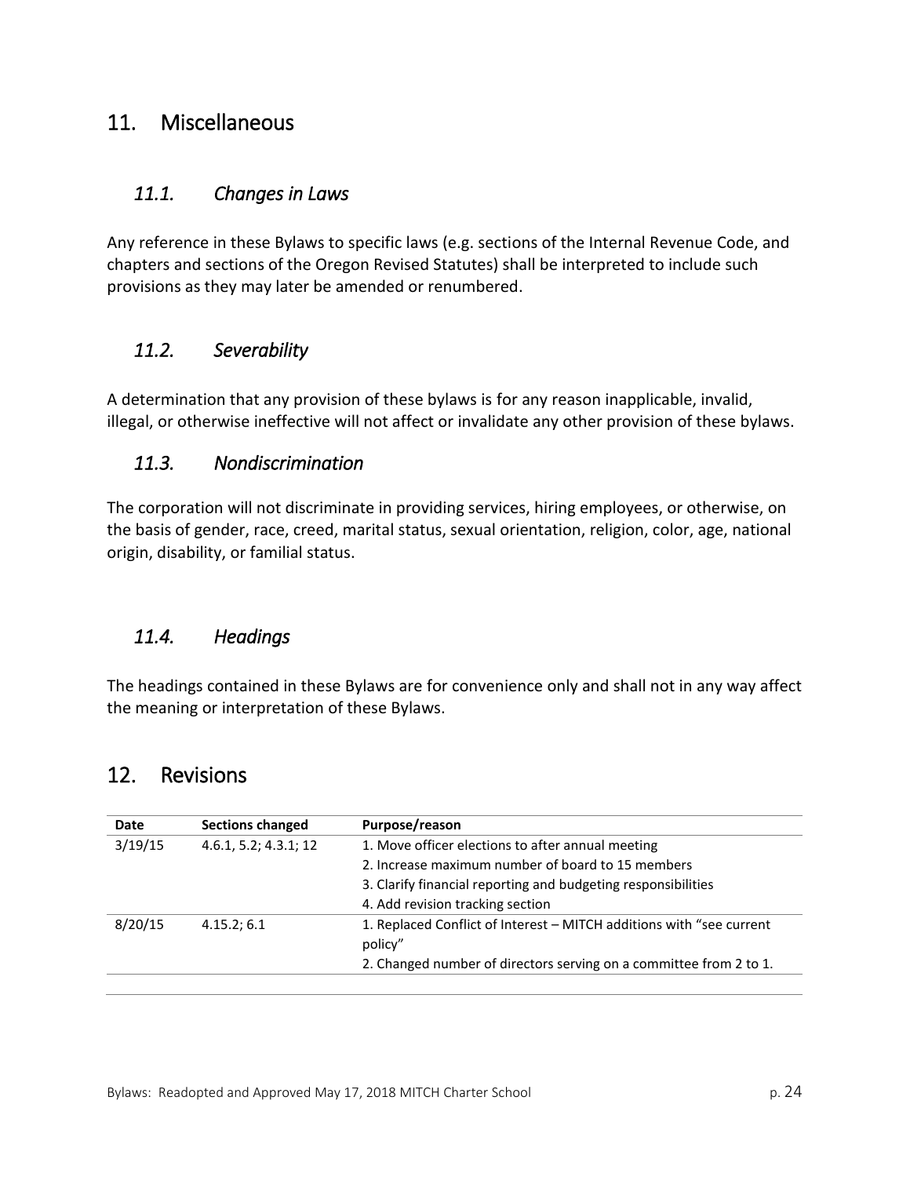## 11. Miscellaneous

### *11.1. Changes in Laws*

Any reference in these Bylaws to specific laws (e.g. sections of the Internal Revenue Code, and chapters and sections of the Oregon Revised Statutes) shall be interpreted to include such provisions as they may later be amended or renumbered.

### *11.2. Severability*

A determination that any provision of these bylaws is for any reason inapplicable, invalid, illegal, or otherwise ineffective will not affect or invalidate any other provision of these bylaws.

### *11.3. Nondiscrimination*

The corporation will not discriminate in providing services, hiring employees, or otherwise, on the basis of gender, race, creed, marital status, sexual orientation, religion, color, age, national origin, disability, or familial status.

### *11.4. Headings*

The headings contained in these Bylaws are for convenience only and shall not in any way affect the meaning or interpretation of these Bylaws.

## 12. Revisions

| Date | Sections changed | Purpose/reason |
| --- | --- | --- |
| 3/19/15 | 4.6.1, 5.2; 4.3.1; 12 | 1. Move officer elections to after annual meeting<br>2. Increase maximum number of board to 15 members<br>3. Clarify financial reporting and budgeting responsibilities<br>4. Add revision tracking section |
| 8/20/15 | 4.15.2; 6.1 | 1. Replaced Conflict of Interest – MITCH additions with "see current policy"<br>2. Changed number of directors serving on a committee from 2 to 1. |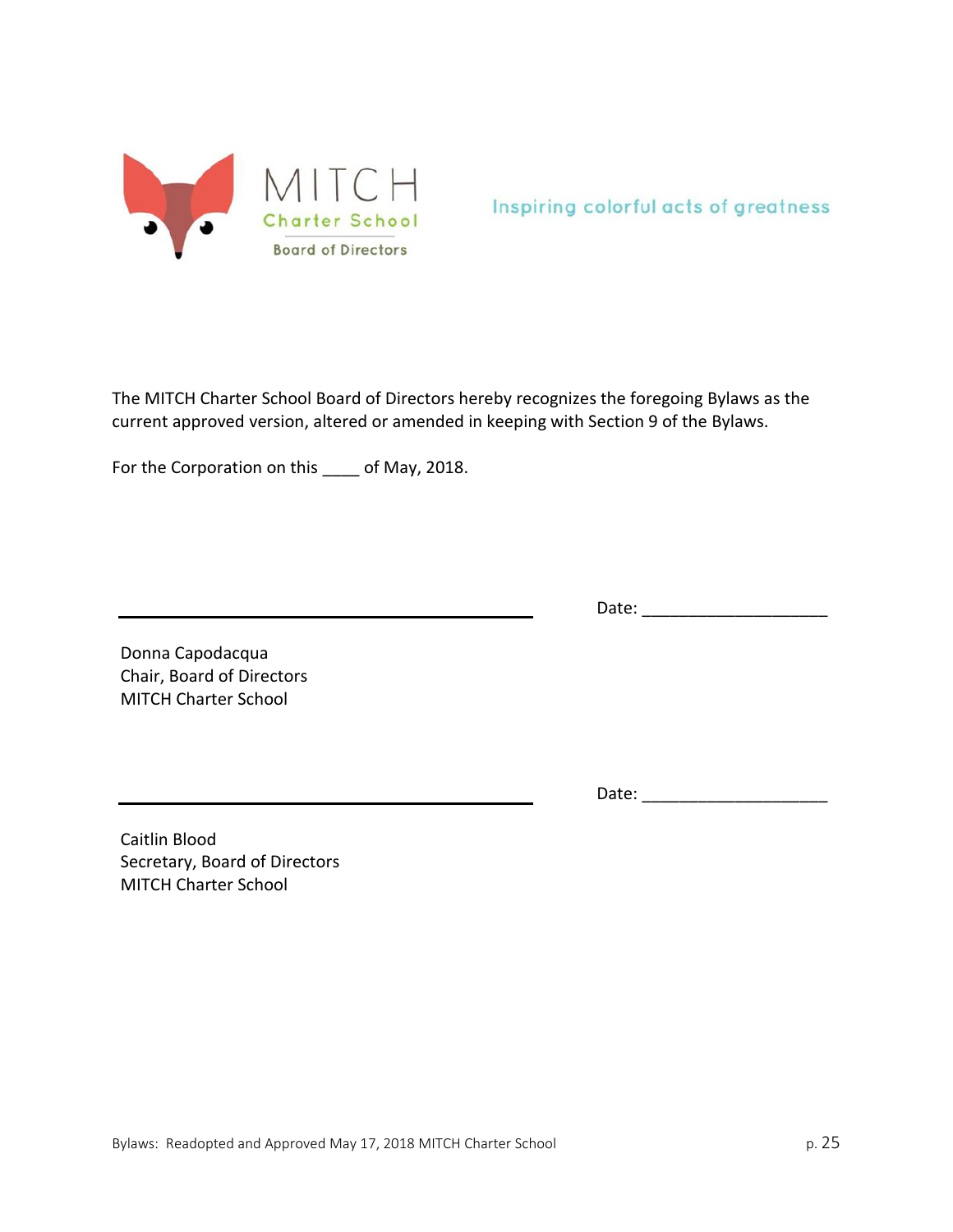MITCH Charter School
Board of Directors

Inspiring colorful acts of greatness

The MITCH Charter School Board of Directors hereby recognizes the foregoing Bylaws as the current approved version, altered or amended in keeping with Section 9 of the Bylaws.

For the Corporation on this ____ of May, 2018.

_______________________________________ Date: ____________________

Donna Capodacqua
Chair, Board of Directors
MITCH Charter School

_______________________________________ Date: ____________________

Caitlin Blood
Secretary, Board of Directors
MITCH Charter School